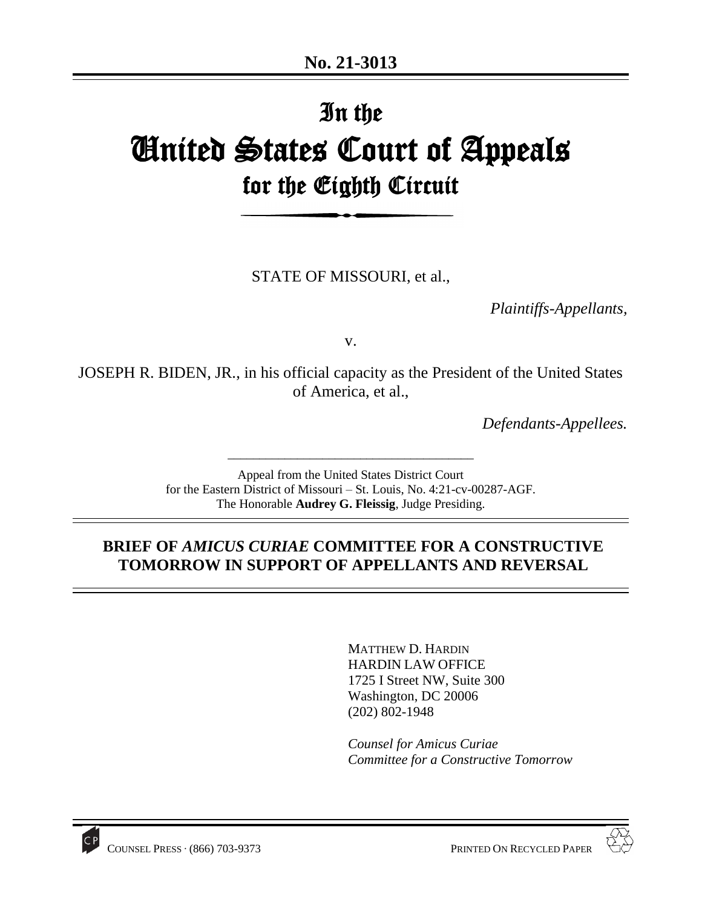**No. 21-3013**

# In the United States Court of Appeals for the Eighth Circuit

STATE OF MISSOURI, et al.,

*Plaintiffs-Appellants,*

v.

JOSEPH R. BIDEN, JR., in his official capacity as the President of the United States of America, et al.,

*Defendants-Appellees.*

---

Appeal from the United States District Court for the Eastern District of Missouri – St. Louis, No. 4:21-cv-00287-AGF.
The Honorable **Audrey G. Fleissig**, Judge Presiding.

## BRIEF OF *AMICUS CURIAE* COMMITTEE FOR A CONSTRUCTIVE TOMORROW IN SUPPORT OF APPELLANTS AND REVERSAL

MATTHEW D. HARDIN
HARDIN LAW OFFICE
1725 I Street NW, Suite 300
Washington, DC 20006
(202) 802-1948

*Counsel for Amicus Curiae Committee for a Constructive Tomorrow*

COUNSEL PRESS · (866) 703-9373 PRINTED ON RECYCLED PAPER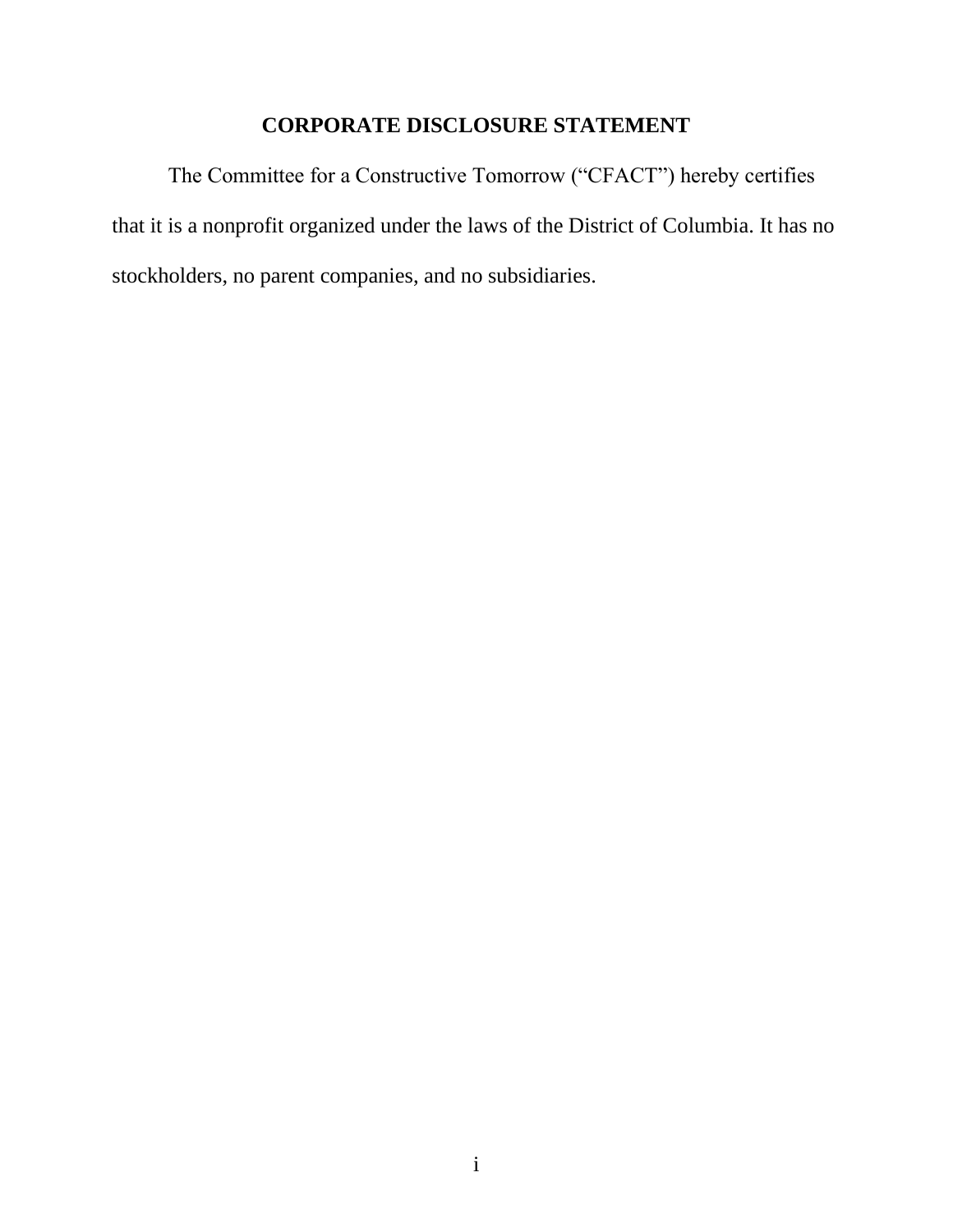# CORPORATE DISCLOSURE STATEMENT

The Committee for a Constructive Tomorrow ("CFACT") hereby certifies that it is a nonprofit organized under the laws of the District of Columbia. It has no stockholders, no parent companies, and no subsidiaries.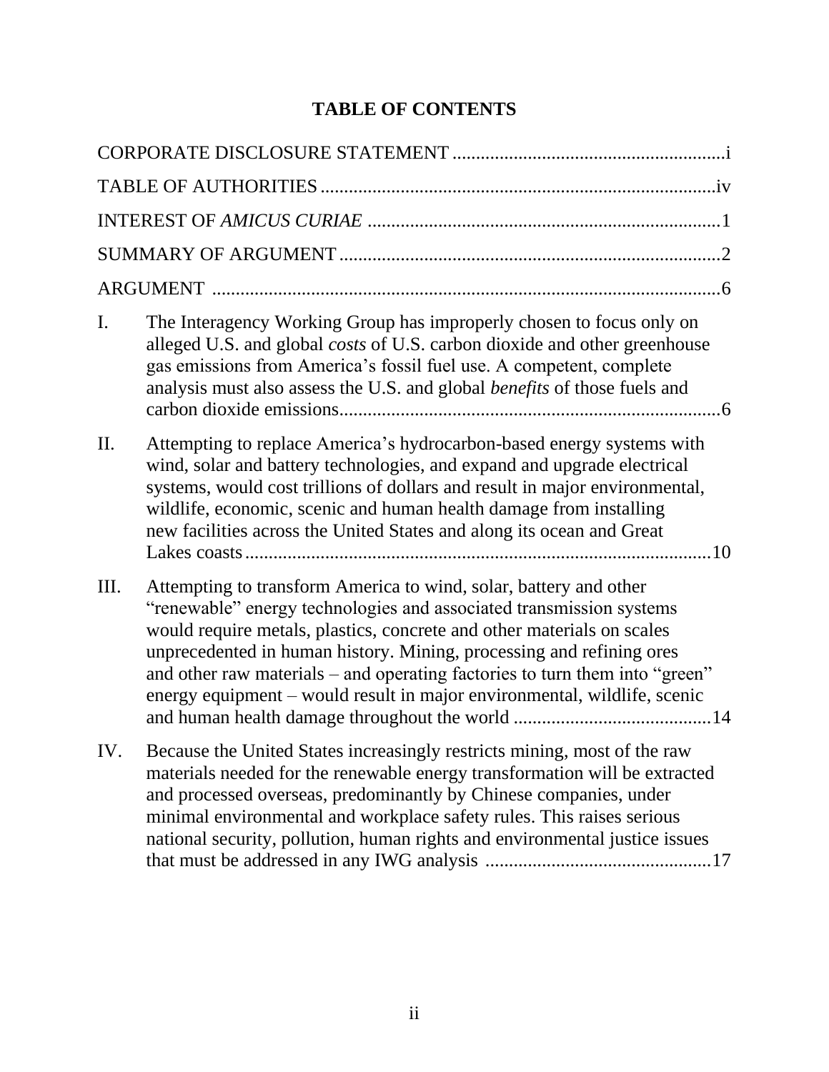## TABLE OF CONTENTS

CORPORATE DISCLOSURE STATEMENT ........................................................i

TABLE OF AUTHORITIES ...................................................................................iv

INTEREST OF *AMICUS CURIAE* ........................................................................1

SUMMARY OF ARGUMENT ...............................................................................2

ARGUMENT .........................................................................................................6

I. The Interagency Working Group has improperly chosen to focus only on alleged U.S. and global *costs* of U.S. carbon dioxide and other greenhouse gas emissions from America's fossil fuel use. A competent, complete analysis must also assess the U.S. and global *benefits* of those fuels and carbon dioxide emissions...............................................................................6

II. Attempting to replace America's hydrocarbon-based energy systems with wind, solar and battery technologies, and expand and upgrade electrical systems, would cost trillions of dollars and result in major environmental, wildlife, economic, scenic and human health damage from installing new facilities across the United States and along its ocean and Great Lakes coasts..................................................................................................10

III. Attempting to transform America to wind, solar, battery and other "renewable" energy technologies and associated transmission systems would require metals, plastics, concrete and other materials on scales unprecedented in human history. Mining, processing and refining ores and other raw materials – and operating factories to turn them into "green" energy equipment – would result in major environmental, wildlife, scenic and human health damage throughout the world .........................................14

IV. Because the United States increasingly restricts mining, most of the raw materials needed for the renewable energy transformation will be extracted and processed overseas, predominantly by Chinese companies, under minimal environmental and workplace safety rules. This raises serious national security, pollution, human rights and environmental justice issues that must be addressed in any IWG analysis ...............................................17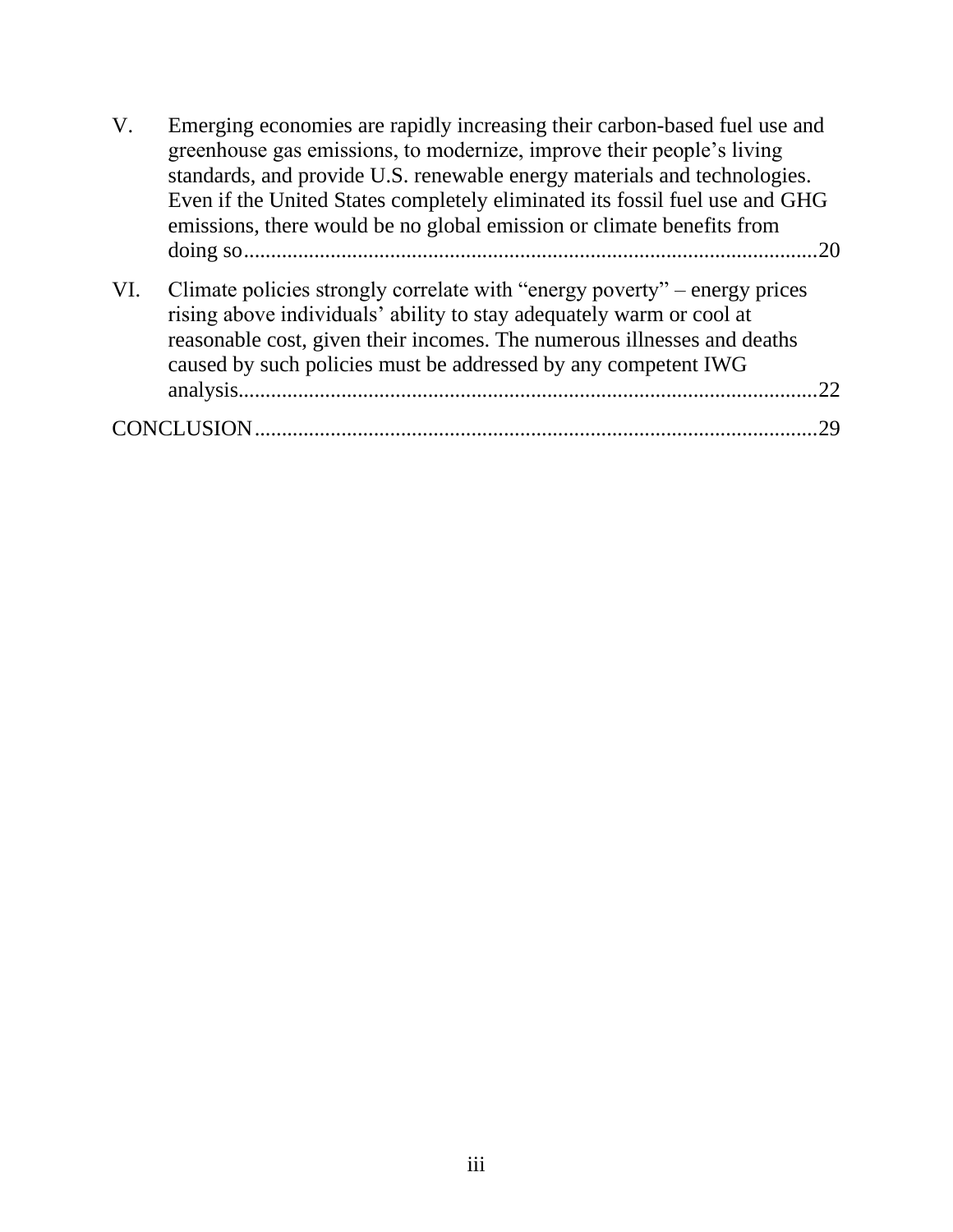V. Emerging economies are rapidly increasing their carbon-based fuel use and greenhouse gas emissions, to modernize, improve their people's living standards, and provide U.S. renewable energy materials and technologies. Even if the United States completely eliminated its fossil fuel use and GHG emissions, there would be no global emission or climate benefits from doing so ....................................................................................................20

VI. Climate policies strongly correlate with "energy poverty" – energy prices rising above individuals' ability to stay adequately warm or cool at reasonable cost, given their incomes. The numerous illnesses and deaths caused by such policies must be addressed by any competent IWG analysis....................................................................................................22

CONCLUSION....................................................................................................29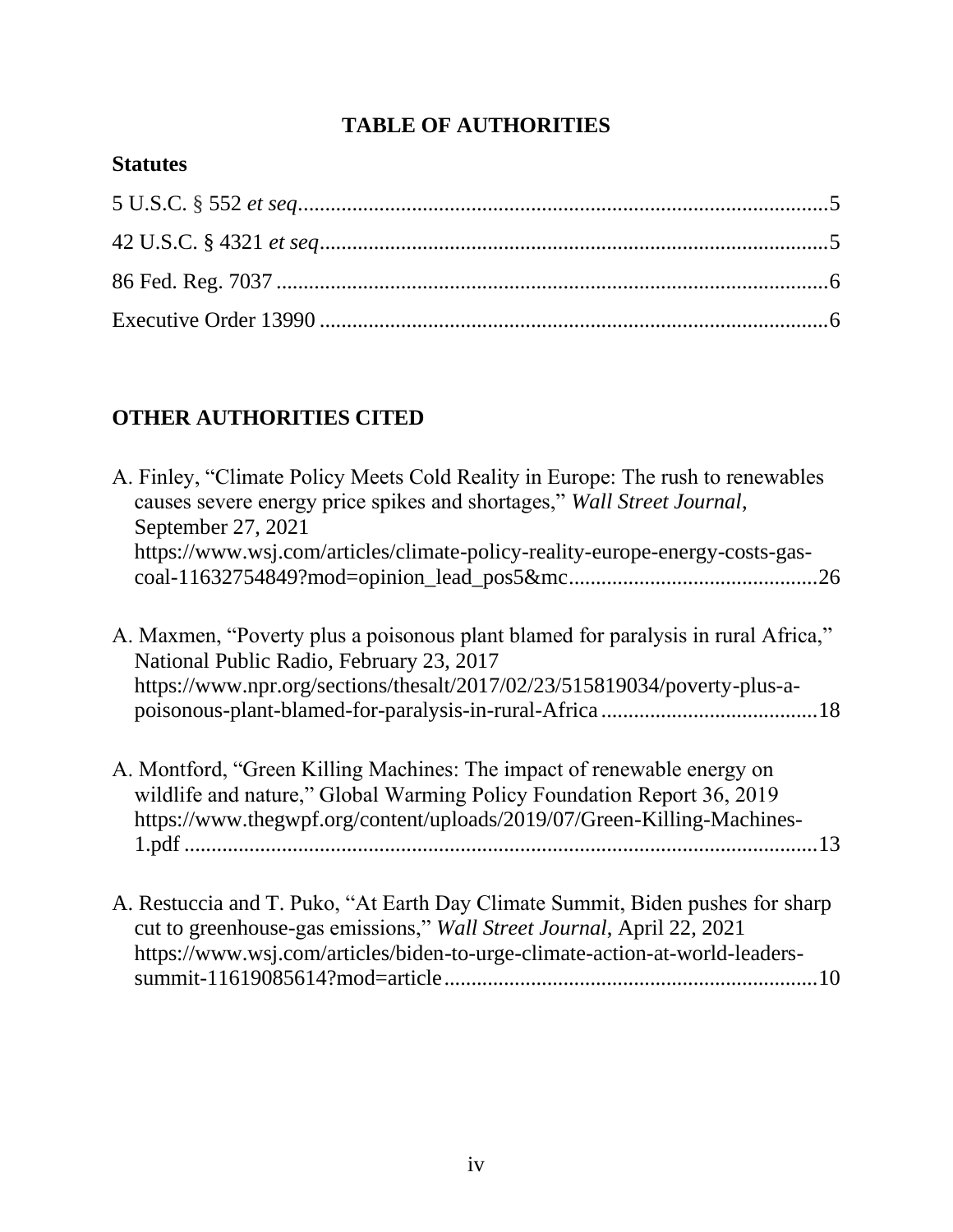# TABLE OF AUTHORITIES

## Statutes

5 U.S.C. § 552 *et seq*. ..... 5

42 U.S.C. § 4321 *et seq*. ..... 5

86 Fed. Reg. 7037 ..... 6

Executive Order 13990 ..... 6

## OTHER AUTHORITIES CITED

A. Finley, "Climate Policy Meets Cold Reality in Europe: The rush to renewables causes severe energy price spikes and shortages," *Wall Street Journal*, September 27, 2021 https://www.wsj.com/articles/climate-policy-reality-europe-energy-costs-gas-coal-11632754849?mod=opinion_lead_pos5&mc ..... 26

A. Maxmen, "Poverty plus a poisonous plant blamed for paralysis in rural Africa," National Public Radio, February 23, 2017 https://www.npr.org/sections/thesalt/2017/02/23/515819034/poverty-plus-a-poisonous-plant-blamed-for-paralysis-in-rural-Africa ..... 18

A. Montford, "Green Killing Machines: The impact of renewable energy on wildlife and nature," Global Warming Policy Foundation Report 36, 2019 https://www.thegwpf.org/content/uploads/2019/07/Green-Killing-Machines-1.pdf ..... 13

A. Restuccia and T. Puko, "At Earth Day Climate Summit, Biden pushes for sharp cut to greenhouse-gas emissions," *Wall Street Journal*, April 22, 2021 https://www.wsj.com/articles/biden-to-urge-climate-action-at-world-leaders-summit-11619085614?mod=article ..... 10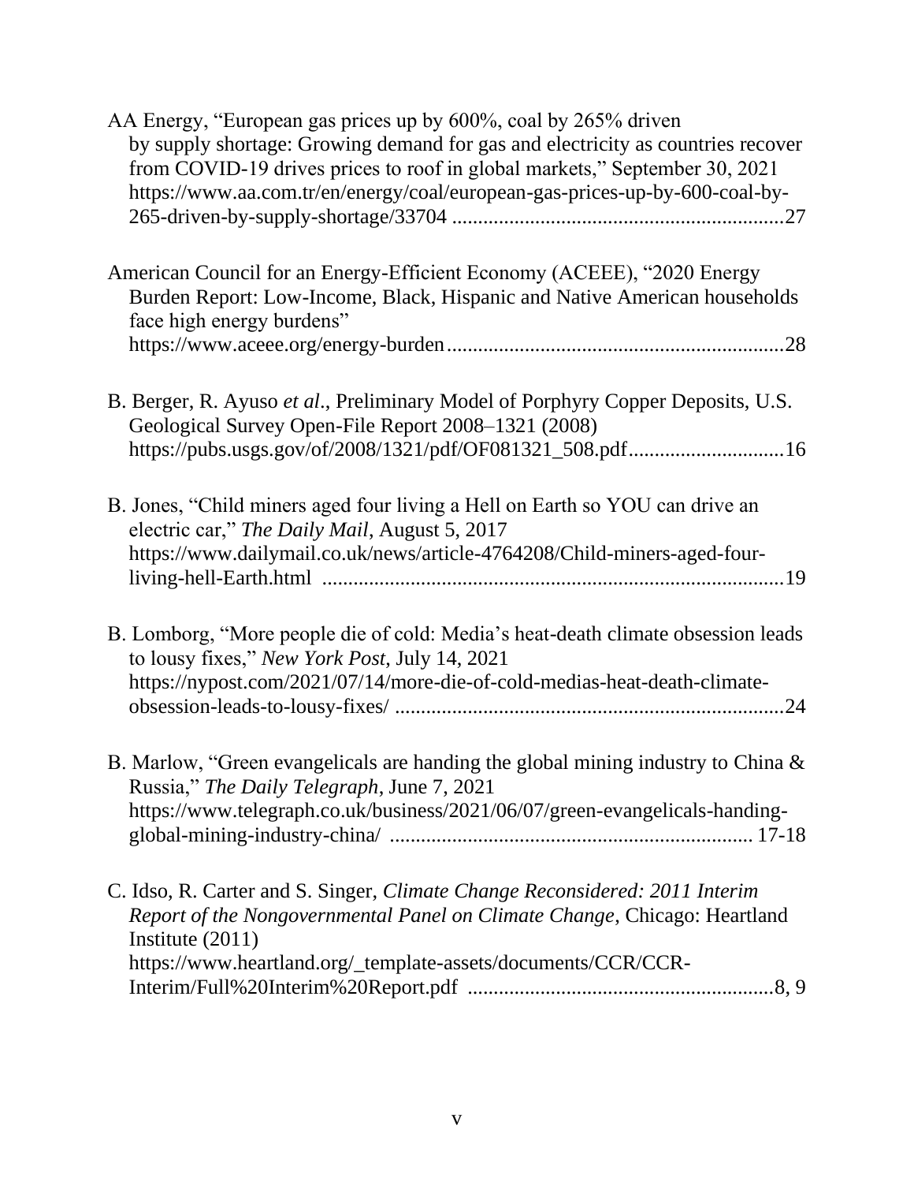AA Energy, "European gas prices up by 600%, coal by 265% driven by supply shortage: Growing demand for gas and electricity as countries recover from COVID-19 drives prices to roof in global markets," September 30, 2021 https://www.aa.com.tr/en/energy/coal/european-gas-prices-up-by-600-coal-by-265-driven-by-supply-shortage/33704 ................................................................27

American Council for an Energy-Efficient Economy (ACEEE), "2020 Energy Burden Report: Low-Income, Black, Hispanic and Native American households face high energy burdens" https://www.aceee.org/energy-burden.................................................................28

B. Berger, R. Ayuso *et al*., Preliminary Model of Porphyry Copper Deposits, U.S. Geological Survey Open-File Report 2008–1321 (2008) https://pubs.usgs.gov/of/2008/1321/pdf/OF081321_508.pdf..............................16

B. Jones, "Child miners aged four living a Hell on Earth so YOU can drive an electric car," *The Daily Mail*, August 5, 2017 https://www.dailymail.co.uk/news/article-4764208/Child-miners-aged-four-living-hell-Earth.html ........................................................................................19

B. Lomborg, "More people die of cold: Media's heat-death climate obsession leads to lousy fixes," *New York Post*, July 14, 2021 https://nypost.com/2021/07/14/more-die-of-cold-medias-heat-death-climate-obsession-leads-to-lousy-fixes/ ..........................................................................24

B. Marlow, "Green evangelicals are handing the global mining industry to China & Russia," *The Daily Telegraph*, June 7, 2021 https://www.telegraph.co.uk/business/2021/06/07/green-evangelicals-handing-global-mining-industry-china/ ..................................................................... 17-18

C. Idso, R. Carter and S. Singer, *Climate Change Reconsidered: 2011 Interim Report of the Nongovernmental Panel on Climate Change*, Chicago: Heartland Institute (2011) https://www.heartland.org/_template-assets/documents/CCR/CCR-Interim/Full%20Interim%20Report.pdf ..........................................................8, 9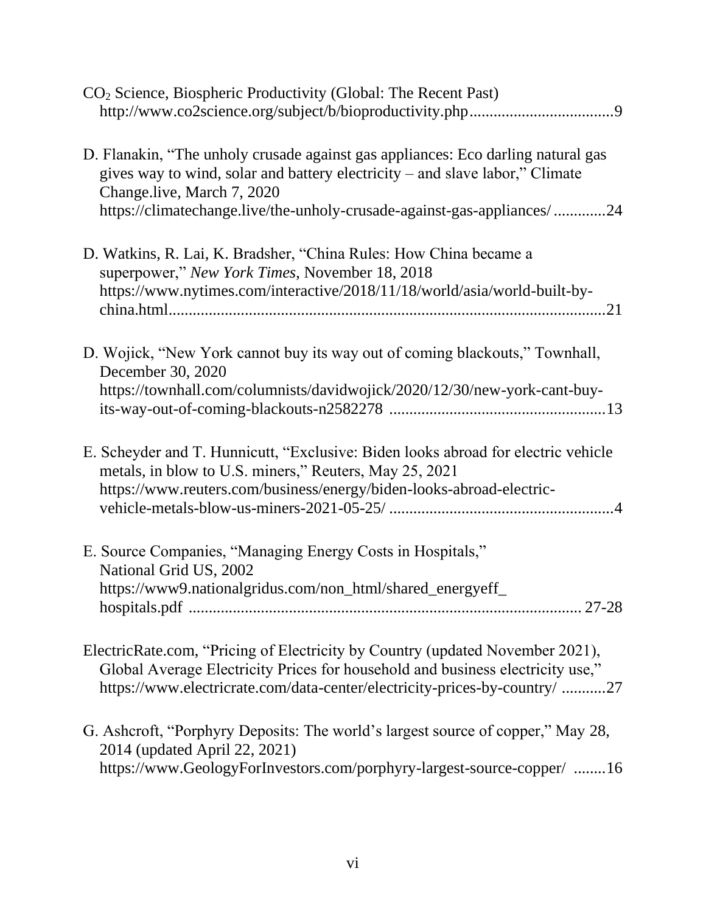$CO_2$ Science, Biospheric Productivity (Global: The Recent Past) http://www.co2science.org/subject/b/bioproductivity.php....................................9

D. Flanakin, "The unholy crusade against gas appliances: Eco darling natural gas gives way to wind, solar and battery electricity – and slave labor," Climate Change.live, March 7, 2020 https://climatechange.live/the-unholy-crusade-against-gas-appliances/ .............24

D. Watkins, R. Lai, K. Bradsher, "China Rules: How China became a superpower," *New York Times*, November 18, 2018 https://www.nytimes.com/interactive/2018/11/18/world/asia/world-built-by-china.html.............................................................................................................21

D. Wojick, "New York cannot buy its way out of coming blackouts," Townhall, December 30, 2020 https://townhall.com/columnists/davidwojick/2020/12/30/new-york-cant-buy-its-way-out-of-coming-blackouts-n2582278 ......................................................13

E. Scheyder and T. Hunnicutt, "Exclusive: Biden looks abroad for electric vehicle metals, in blow to U.S. miners," Reuters, May 25, 2021 https://www.reuters.com/business/energy/biden-looks-abroad-electric-vehicle-metals-blow-us-miners-2021-05-25/ ........................................................4

E. Source Companies, "Managing Energy Costs in Hospitals," National Grid US, 2002 https://www9.nationalgridus.com/non_html/shared_energyeff_hospitals.pdf .................................................................................................. 27-28

ElectricRate.com, "Pricing of Electricity by Country (updated November 2021), Global Average Electricity Prices for household and business electricity use," https://www.electricrate.com/data-center/electricity-prices-by-country/ ...........27

G. Ashcroft, "Porphyry Deposits: The world's largest source of copper," May 28, 2014 (updated April 22, 2021) https://www.GeologyForInvestors.com/porphyry-largest-source-copper/ ........16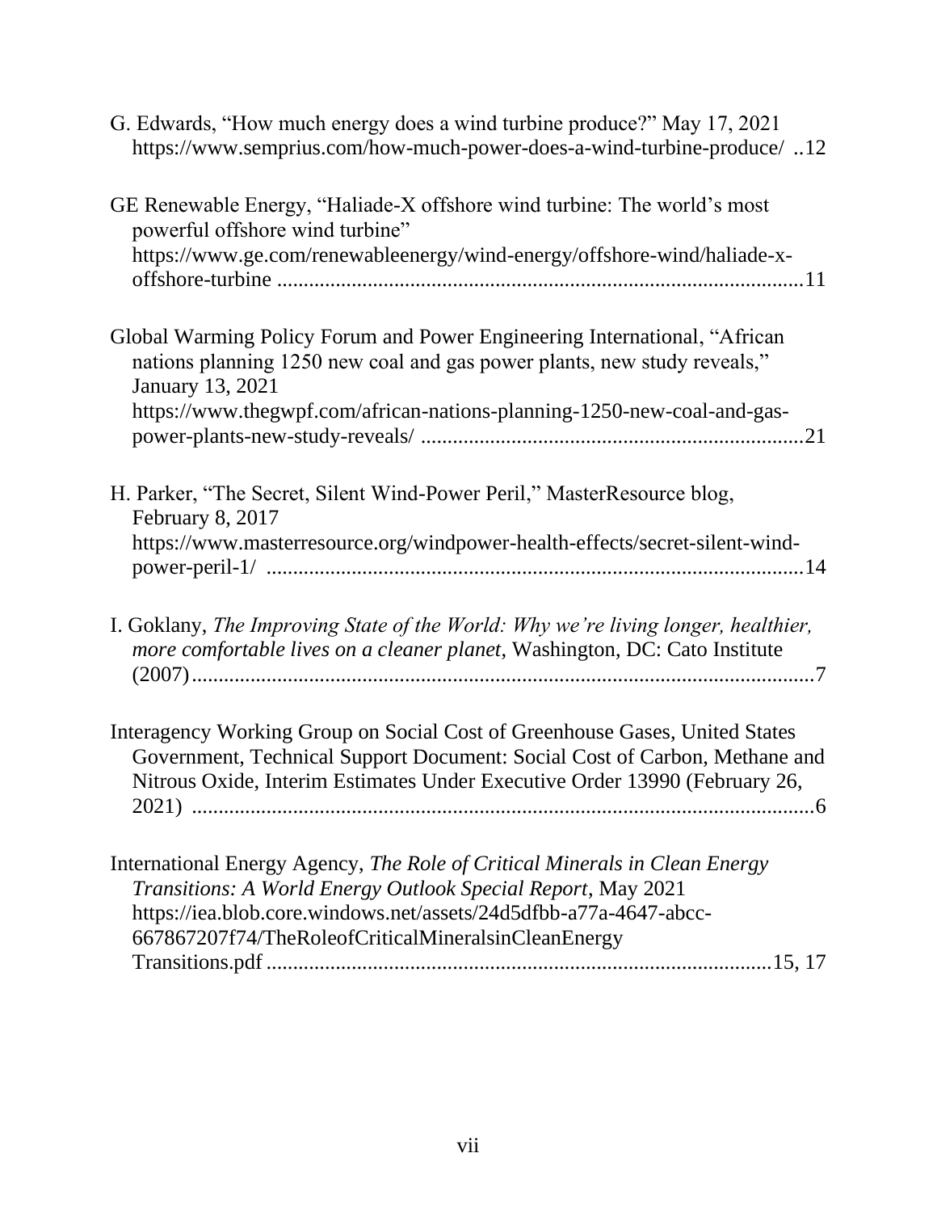G. Edwards, "How much energy does a wind turbine produce?" May 17, 2021 https://www.semprius.com/how-much-power-does-a-wind-turbine-produce/ ..12

GE Renewable Energy, "Haliade-X offshore wind turbine: The world's most powerful offshore wind turbine" https://www.ge.com/renewableenergy/wind-energy/offshore-wind/haliade-x-offshore-turbine ...................................................................................................11

Global Warming Policy Forum and Power Engineering International, "African nations planning 1250 new coal and gas power plants, new study reveals," January 13, 2021 https://www.thegwpf.com/african-nations-planning-1250-new-coal-and-gas-power-plants-new-study-reveals/ .......................................................................21

H. Parker, "The Secret, Silent Wind-Power Peril," MasterResource blog, February 8, 2017 https://www.masterresource.org/windpower-health-effects/secret-silent-wind-power-peril-1/ ....................................................................................................14

I. Goklany, *The Improving State of the World: Why we're living longer, healthier, more comfortable lives on a cleaner planet*, Washington, DC: Cato Institute (2007)......................................................................................................................7

Interagency Working Group on Social Cost of Greenhouse Gases, United States Government, Technical Support Document: Social Cost of Carbon, Methane and Nitrous Oxide, Interim Estimates Under Executive Order 13990 (February 26, 2021) .....................................................................................................................6

International Energy Agency, *The Role of Critical Minerals in Clean Energy Transitions: A World Energy Outlook Special Report*, May 2021 https://iea.blob.core.windows.net/assets/24d5dfbb-a77a-4647-abcc-667867207f74/TheRoleofCriticalMineralsinCleanEnergyTransitions.pdf ...............................................................................................15, 17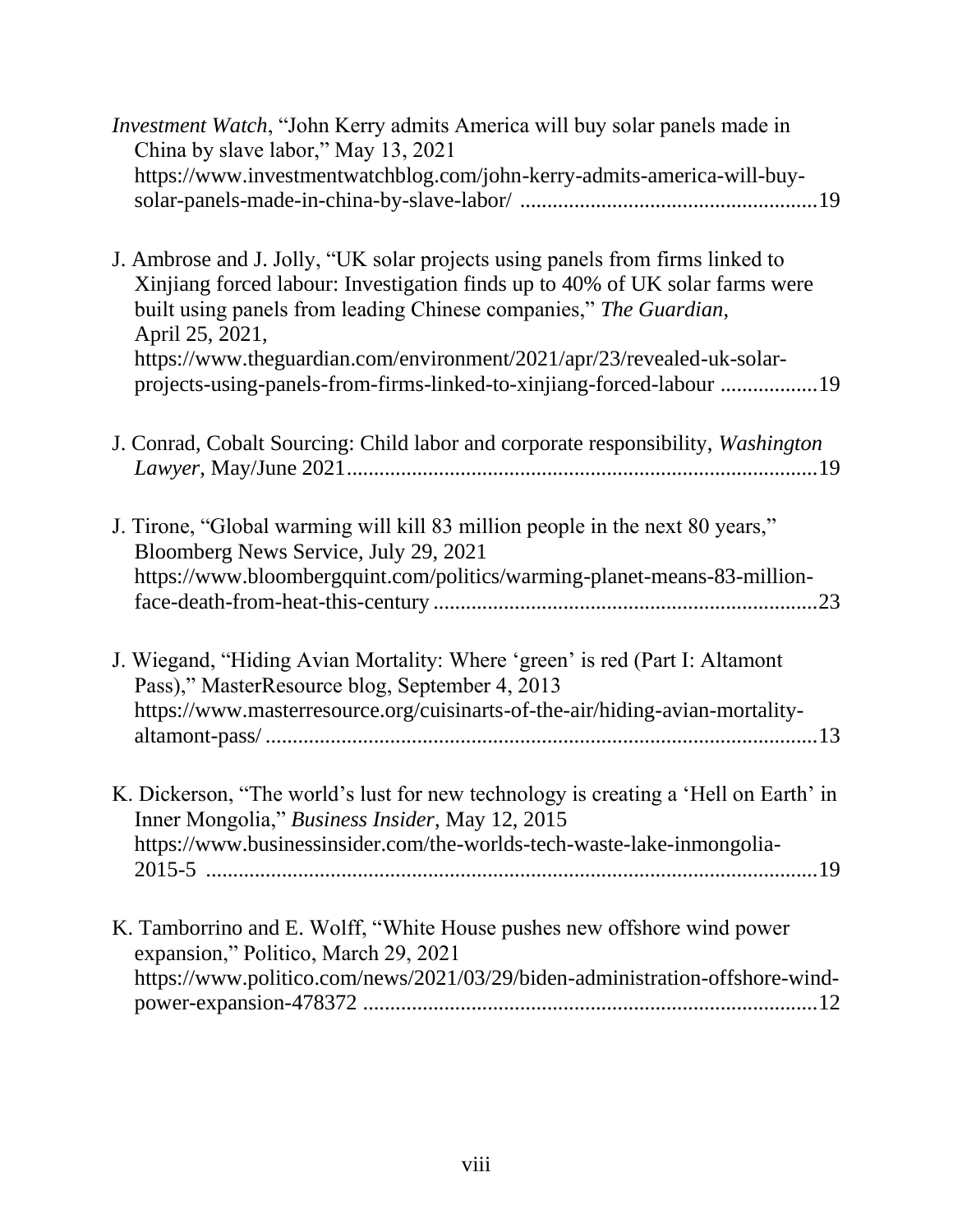*Investment Watch*, "John Kerry admits America will buy solar panels made in China by slave labor," May 13, 2021 https://www.investmentwatchblog.com/john-kerry-admits-america-will-buy-solar-panels-made-in-china-by-slave-labor/ ......................................................19

J. Ambrose and J. Jolly, "UK solar projects using panels from firms linked to Xinjiang forced labour: Investigation finds up to 40% of UK solar farms were built using panels from leading Chinese companies," *The Guardian*, April 25, 2021, https://www.theguardian.com/environment/2021/apr/23/revealed-uk-solar-projects-using-panels-from-firms-linked-to-xinjiang-forced-labour ..................19

J. Conrad, Cobalt Sourcing: Child labor and corporate responsibility, *Washington Lawyer*, May/June 2021......................................................................................19

J. Tirone, "Global warming will kill 83 million people in the next 80 years," Bloomberg News Service, July 29, 2021 https://www.bloombergquint.com/politics/warming-planet-means-83-million-face-death-from-heat-this-century ......................................................................23

J. Wiegand, "Hiding Avian Mortality: Where 'green' is red (Part I: Altamont Pass)," MasterResource blog, September 4, 2013 https://www.masterresource.org/cuisinarts-of-the-air/hiding-avian-mortality-altamont-pass/ ......................................................................................................13

K. Dickerson, "The world's lust for new technology is creating a 'Hell on Earth' in Inner Mongolia," *Business Insider*, May 12, 2015 https://www.businessinsider.com/the-worlds-tech-waste-lake-inmongolia-2015-5 ..................................................................................................................19

K. Tamborrino and E. Wolff, "White House pushes new offshore wind power expansion," Politico, March 29, 2021 https://www.politico.com/news/2021/03/29/biden-administration-offshore-wind-power-expansion-478372 ...................................................................................12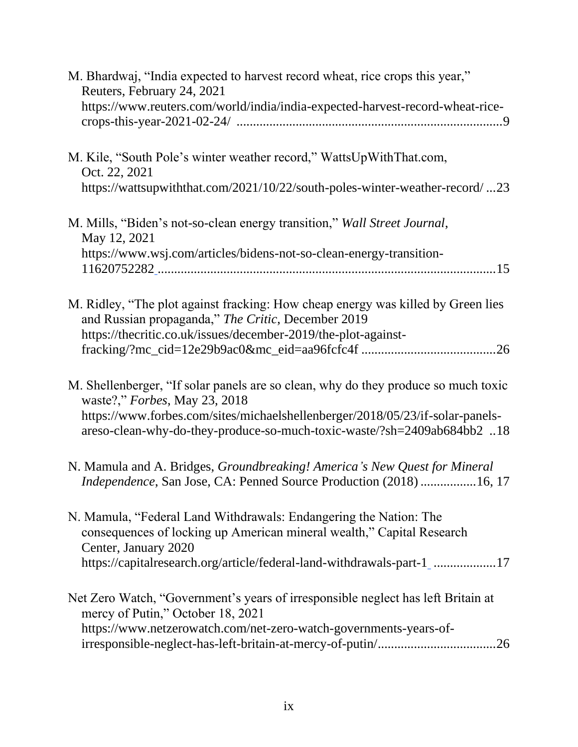M. Bhardwaj, "India expected to harvest record wheat, rice crops this year," Reuters, February 24, 2021
https://www.reuters.com/world/india/india-expected-harvest-record-wheat-rice-crops-this-year-2021-02-24/ ................................................................................9

M. Kile, "South Pole's winter weather record," WattsUpWithThat.com, Oct. 22, 2021
https://wattsupwiththat.com/2021/10/22/south-poles-winter-weather-record/ ...23

M. Mills, "Biden's not-so-clean energy transition," *Wall Street Journal*, May 12, 2021
https://www.wsj.com/articles/bidens-not-so-clean-energy-transition-11620752282 .......................................................................................................15

M. Ridley, "The plot against fracking: How cheap energy was killed by Green lies and Russian propaganda," *The Critic*, December 2019
https://thecritic.co.uk/issues/december-2019/the-plot-against-fracking/?mc_cid=12e29b9ac0&mc_eid=aa96fcfc4f .........................................26

M. Shellenberger, "If solar panels are so clean, why do they produce so much toxic waste?," *Forbes*, May 23, 2018
https://www.forbes.com/sites/michaelshellenberger/2018/05/23/if-solar-panels-areso-clean-why-do-they-produce-so-much-toxic-waste/?sh=2409ab684bb2 ..18

N. Mamula and A. Bridges, *Groundbreaking! America's New Quest for Mineral Independence*, San Jose, CA: Penned Source Production (2018) .................16, 17

N. Mamula, "Federal Land Withdrawals: Endangering the Nation: The consequences of locking up American mineral wealth," Capital Research Center, January 2020
https://capitalresearch.org/article/federal-land-withdrawals-part-1 ...................17

Net Zero Watch, "Government's years of irresponsible neglect has left Britain at mercy of Putin," October 18, 2021
https://www.netzerowatch.com/net-zero-watch-governments-years-of-irresponsible-neglect-has-left-britain-at-mercy-of-putin/...................................26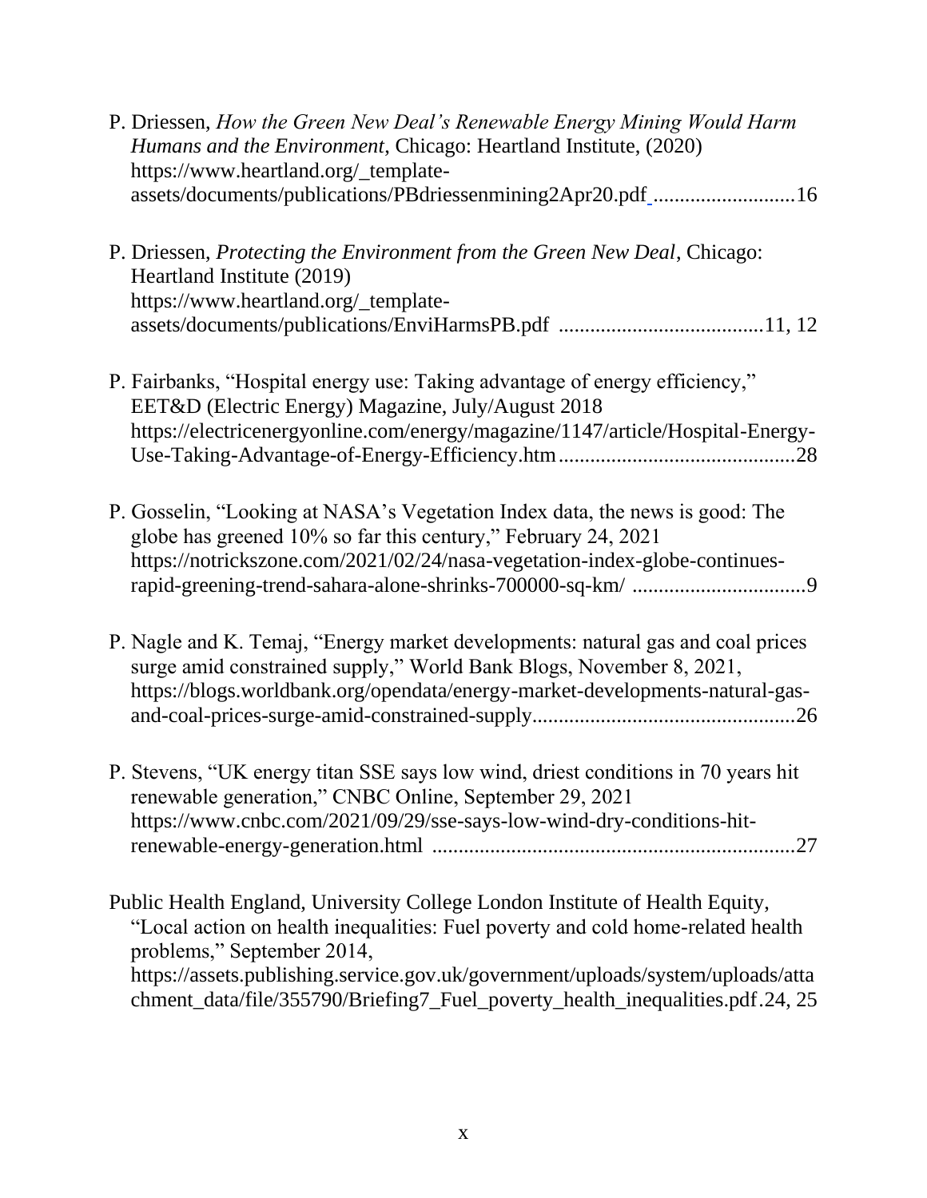P. Driessen, *How the Green New Deal's Renewable Energy Mining Would Harm Humans and the Environment*, Chicago: Heartland Institute, (2020) https://www.heartland.org/_template-assets/documents/publications/PBdriessenmining2Apr20.pdf ...........................16

P. Driessen, *Protecting the Environment from the Green New Deal*, Chicago: Heartland Institute (2019) https://www.heartland.org/_template-assets/documents/publications/EnviHarmsPB.pdf ......................................11, 12

P. Fairbanks, "Hospital energy use: Taking advantage of energy efficiency," EET&D (Electric Energy) Magazine, July/August 2018 https://electricenergyonline.com/energy/magazine/1147/article/Hospital-Energy-Use-Taking-Advantage-of-Energy-Efficiency.htm............................................28

P. Gosselin, "Looking at NASA's Vegetation Index data, the news is good: The globe has greened 10% so far this century," February 24, 2021 https://notrickszone.com/2021/02/24/nasa-vegetation-index-globe-continues-rapid-greening-trend-sahara-alone-shrinks-700000-sq-km/ .................................9

P. Nagle and K. Temaj, "Energy market developments: natural gas and coal prices surge amid constrained supply," World Bank Blogs, November 8, 2021, https://blogs.worldbank.org/opendata/energy-market-developments-natural-gas-and-coal-prices-surge-amid-constrained-supply.................................................26

P. Stevens, "UK energy titan SSE says low wind, driest conditions in 70 years hit renewable generation," CNBC Online, September 29, 2021 https://www.cnbc.com/2021/09/29/sse-says-low-wind-dry-conditions-hit-renewable-energy-generation.html ....................................................................27

Public Health England, University College London Institute of Health Equity, "Local action on health inequalities: Fuel poverty and cold home-related health problems," September 2014, https://assets.publishing.service.gov.uk/government/uploads/system/uploads/attachment_data/file/355790/Briefing7_Fuel_poverty_health_inequalities.pdf.24, 25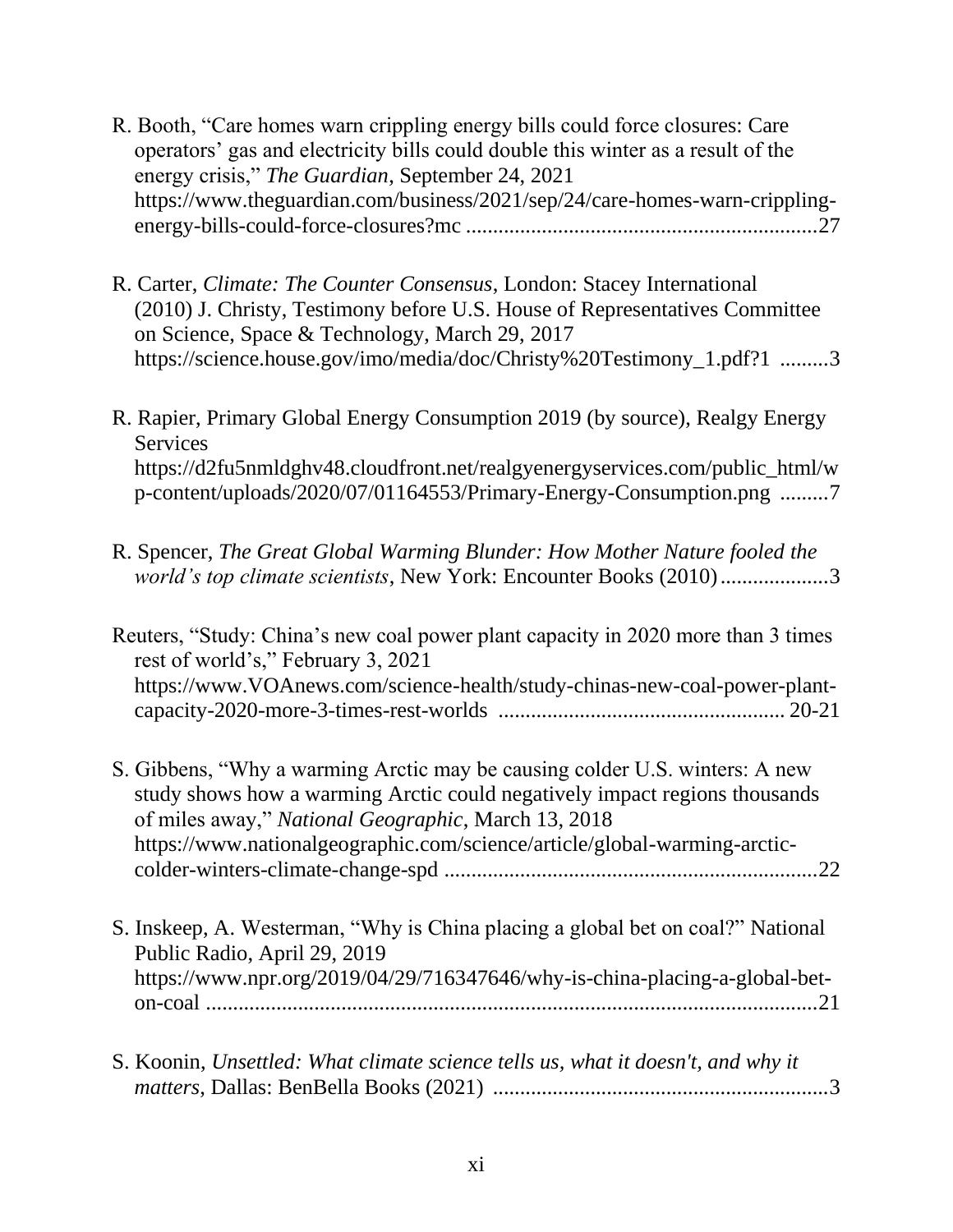R. Booth, "Care homes warn crippling energy bills could force closures: Care operators' gas and electricity bills could double this winter as a result of the energy crisis," *The Guardian*, September 24, 2021 https://www.theguardian.com/business/2021/sep/24/care-homes-warn-crippling-energy-bills-could-force-closures?mc ................................................................27

R. Carter, *Climate: The Counter Consensus*, London: Stacey International (2010) J. Christy, Testimony before U.S. House of Representatives Committee on Science, Space & Technology, March 29, 2017 https://science.house.gov/imo/media/doc/Christy%20Testimony_1.pdf?1 .........3

R. Rapier, Primary Global Energy Consumption 2019 (by source), Realgy Energy Services https://d2fu5nmldghv48.cloudfront.net/realgyenergyservices.com/public_html/wp-content/uploads/2020/07/01164553/Primary-Energy-Consumption.png .........7

R. Spencer, *The Great Global Warming Blunder: How Mother Nature fooled the world's top climate scientists*, New York: Encounter Books (2010)....................3

Reuters, "Study: China's new coal power plant capacity in 2020 more than 3 times rest of world's," February 3, 2021 https://www.VOAnews.com/science-health/study-chinas-new-coal-power-plant-capacity-2020-more-3-times-rest-worlds .................................................... 20-21

S. Gibbens, "Why a warming Arctic may be causing colder U.S. winters: A new study shows how a warming Arctic could negatively impact regions thousands of miles away," *National Geographic*, March 13, 2018 https://www.nationalgeographic.com/science/article/global-warming-arctic-colder-winters-climate-change-spd ....................................................................22

S. Inskeep, A. Westerman, "Why is China placing a global bet on coal?" National Public Radio, April 29, 2019 https://www.npr.org/2019/04/29/716347646/why-is-china-placing-a-global-bet-on-coal ...............................................................................................................21

S. Koonin, *Unsettled: What climate science tells us, what it doesn't, and why it matters*, Dallas: BenBella Books (2021) .............................................................3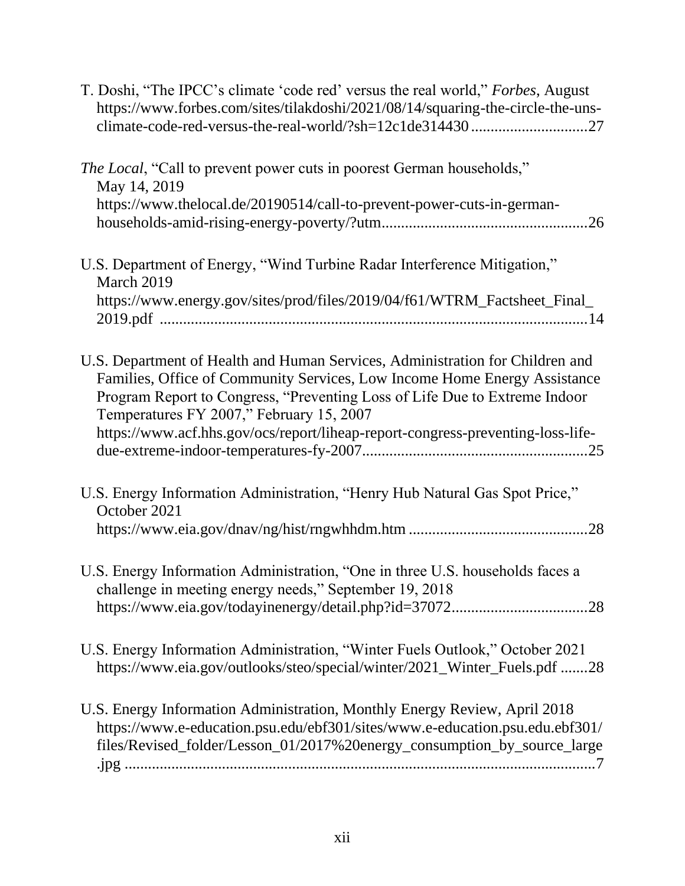T. Doshi, "The IPCC's climate 'code red' versus the real world," *Forbes*, August https://www.forbes.com/sites/tilakdoshi/2021/08/14/squaring-the-circle-the-uns-climate-code-red-versus-the-real-world/?sh=12c1de314430 ..............................27

*The Local*, "Call to prevent power cuts in poorest German households," May 14, 2019 https://www.thelocal.de/20190514/call-to-prevent-power-cuts-in-german-households-amid-rising-energy-poverty/?utm.....................................................26

U.S. Department of Energy, "Wind Turbine Radar Interference Mitigation," March 2019 https://www.energy.gov/sites/prod/files/2019/04/f61/WTRM_Factsheet_Final_2019.pdf .............................................................................................................14

U.S. Department of Health and Human Services, Administration for Children and Families, Office of Community Services, Low Income Home Energy Assistance Program Report to Congress, "Preventing Loss of Life Due to Extreme Indoor Temperatures FY 2007," February 15, 2007 https://www.acf.hhs.gov/ocs/report/liheap-report-congress-preventing-loss-life-due-extreme-indoor-temperatures-fy-2007..........................................................25

U.S. Energy Information Administration, "Henry Hub Natural Gas Spot Price," October 2021 https://www.eia.gov/dnav/ng/hist/rngwhhdm.htm ..............................................28

U.S. Energy Information Administration, "One in three U.S. households faces a challenge in meeting energy needs," September 19, 2018 https://www.eia.gov/todayinenergy/detail.php?id=37072...................................28

U.S. Energy Information Administration, "Winter Fuels Outlook," October 2021 https://www.eia.gov/outlooks/steo/special/winter/2021_Winter_Fuels.pdf .......28

U.S. Energy Information Administration, Monthly Energy Review, April 2018 https://www.e-education.psu.edu/ebf301/sites/www.e-education.psu.edu.ebf301/files/Revised_folder/Lesson_01/2017%20energy_consumption_by_source_large.jpg ..........................................................................................................................7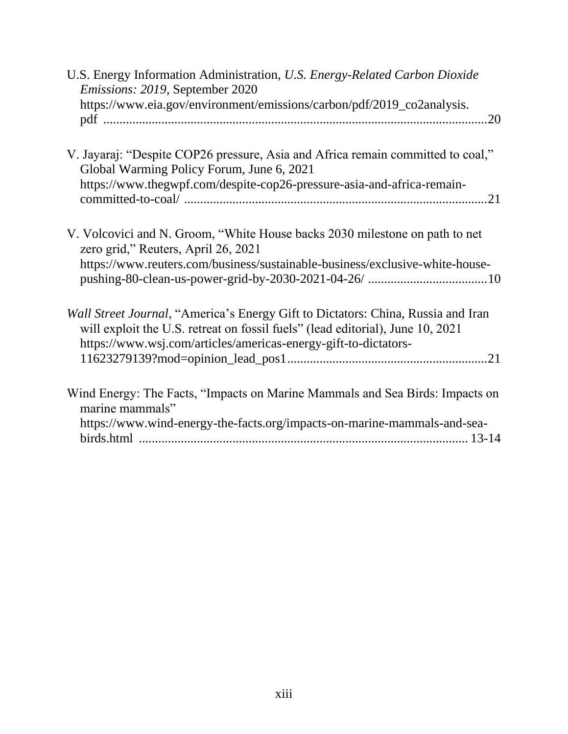U.S. Energy Information Administration, *U.S. Energy-Related Carbon Dioxide Emissions: 2019*, September 2020 https://www.eia.gov/environment/emissions/carbon/pdf/2019_co2analysis.pdf .......................................................................................................................20

V. Jayaraj: "Despite COP26 pressure, Asia and Africa remain committed to coal," Global Warming Policy Forum, June 6, 2021 https://www.thegwpf.com/despite-cop26-pressure-asia-and-africa-remain-committed-to-coal/ .............................................................................................21

V. Volcovici and N. Groom, "White House backs 2030 milestone on path to net zero grid," Reuters, April 26, 2021 https://www.reuters.com/business/sustainable-business/exclusive-white-house-pushing-80-clean-us-power-grid-by-2030-2021-04-26/ .....................................10

*Wall Street Journal*, "America's Energy Gift to Dictators: China, Russia and Iran will exploit the U.S. retreat on fossil fuels" (lead editorial), June 10, 2021 https://www.wsj.com/articles/americas-energy-gift-to-dictators-11623279139?mod=opinion_lead_pos1.............................................................21

Wind Energy: The Facts, "Impacts on Marine Mammals and Sea Birds: Impacts on marine mammals" https://www.wind-energy-the-facts.org/impacts-on-marine-mammals-and-sea-birds.html ..................................................................................................... 13-14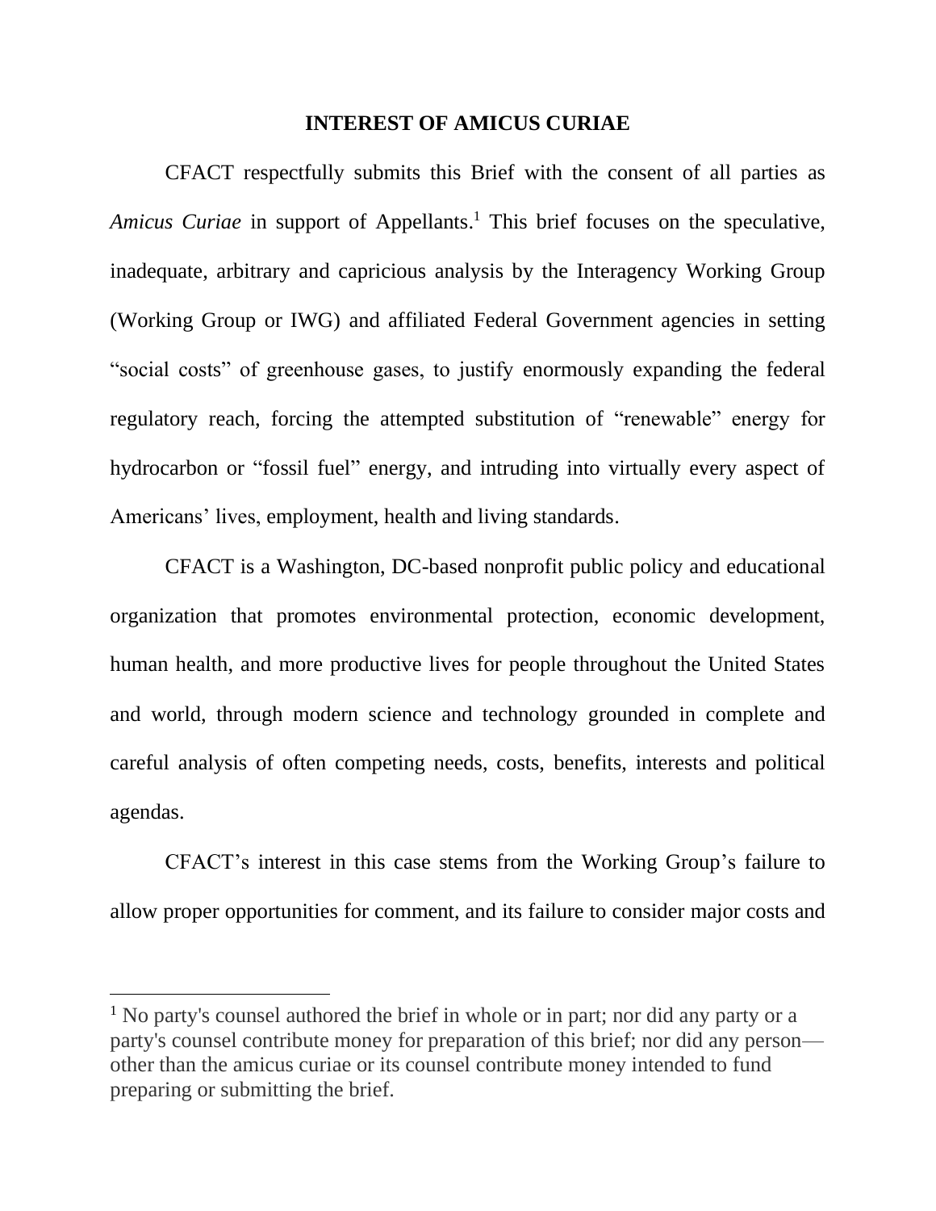## INTEREST OF AMICUS CURIAE

CFACT respectfully submits this Brief with the consent of all parties as *Amicus Curiae* in support of Appellants.[1] This brief focuses on the speculative, inadequate, arbitrary and capricious analysis by the Interagency Working Group (Working Group or IWG) and affiliated Federal Government agencies in setting "social costs" of greenhouse gases, to justify enormously expanding the federal regulatory reach, forcing the attempted substitution of "renewable" energy for hydrocarbon or "fossil fuel" energy, and intruding into virtually every aspect of Americans' lives, employment, health and living standards.

CFACT is a Washington, DC-based nonprofit public policy and educational organization that promotes environmental protection, economic development, human health, and more productive lives for people throughout the United States and world, through modern science and technology grounded in complete and careful analysis of often competing needs, costs, benefits, interests and political agendas.

CFACT's interest in this case stems from the Working Group's failure to allow proper opportunities for comment, and its failure to consider major costs and

[1] No party's counsel authored the brief in whole or in part; nor did any party or a party's counsel contribute money for preparation of this brief; nor did any person—other than the amicus curiae or its counsel contribute money intended to fund preparing or submitting the brief.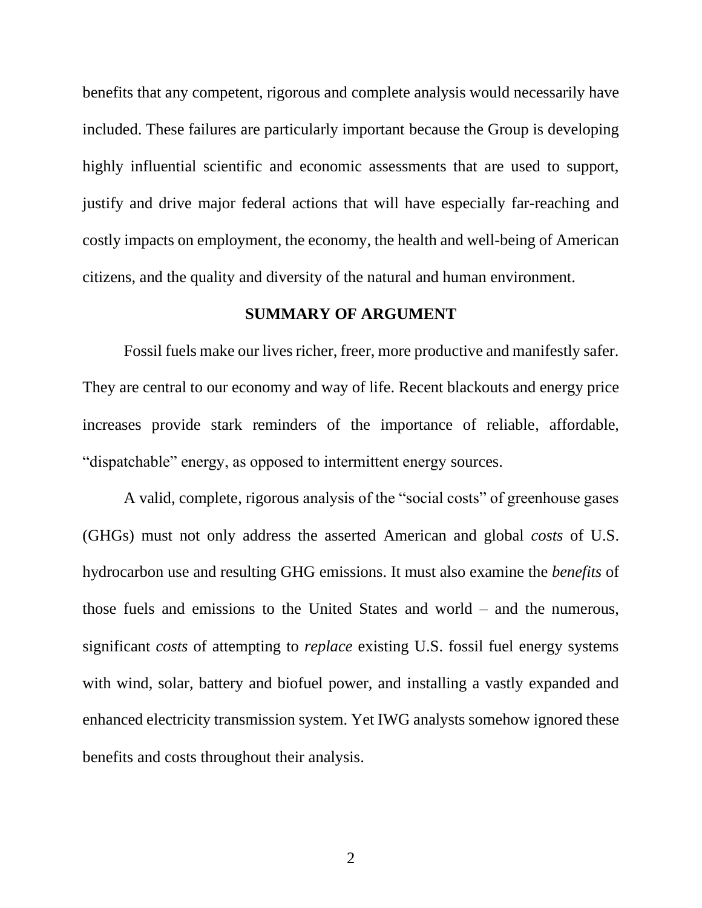benefits that any competent, rigorous and complete analysis would necessarily have included. These failures are particularly important because the Group is developing highly influential scientific and economic assessments that are used to support, justify and drive major federal actions that will have especially far-reaching and costly impacts on employment, the economy, the health and well-being of American citizens, and the quality and diversity of the natural and human environment.

## SUMMARY OF ARGUMENT

Fossil fuels make our lives richer, freer, more productive and manifestly safer. They are central to our economy and way of life. Recent blackouts and energy price increases provide stark reminders of the importance of reliable, affordable, "dispatchable" energy, as opposed to intermittent energy sources.

A valid, complete, rigorous analysis of the "social costs" of greenhouse gases (GHGs) must not only address the asserted American and global *costs* of U.S. hydrocarbon use and resulting GHG emissions. It must also examine the *benefits* of those fuels and emissions to the United States and world – and the numerous, significant *costs* of attempting to *replace* existing U.S. fossil fuel energy systems with wind, solar, battery and biofuel power, and installing a vastly expanded and enhanced electricity transmission system. Yet IWG analysts somehow ignored these benefits and costs throughout their analysis.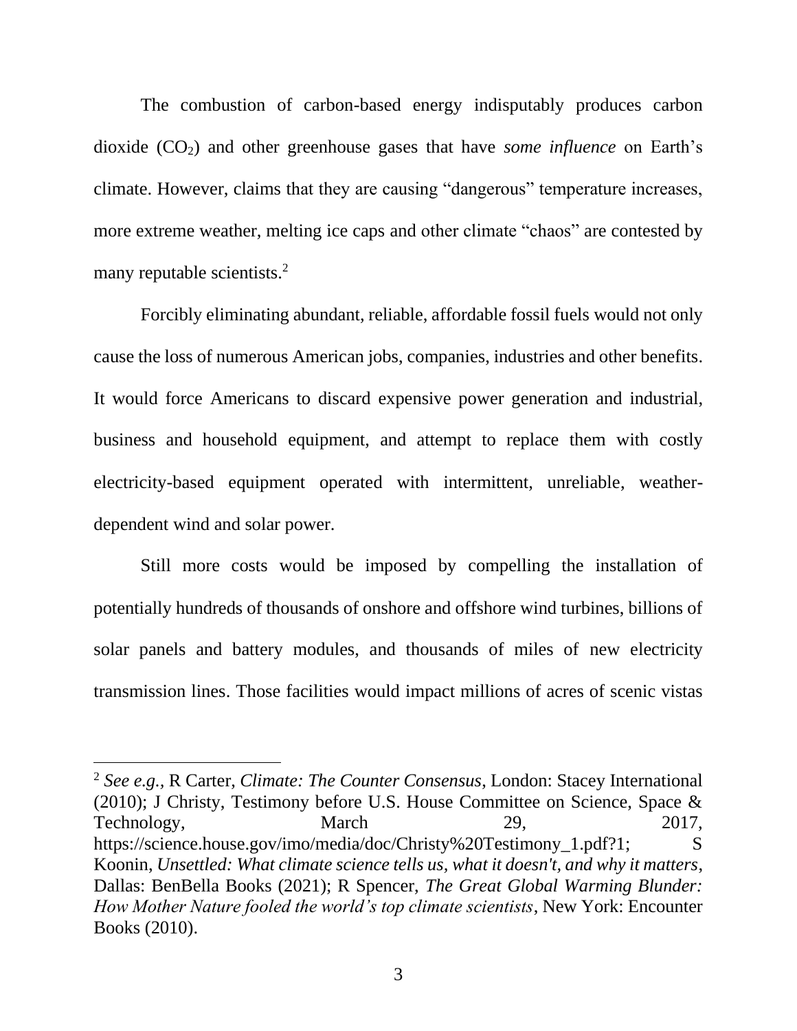The combustion of carbon-based energy indisputably produces carbon dioxide ($CO_2$) and other greenhouse gases that have *some influence* on Earth's climate. However, claims that they are causing "dangerous" temperature increases, more extreme weather, melting ice caps and other climate "chaos" are contested by many reputable scientists.[2]

Forcibly eliminating abundant, reliable, affordable fossil fuels would not only cause the loss of numerous American jobs, companies, industries and other benefits. It would force Americans to discard expensive power generation and industrial, business and household equipment, and attempt to replace them with costly electricity-based equipment operated with intermittent, unreliable, weather-dependent wind and solar power.

Still more costs would be imposed by compelling the installation of potentially hundreds of thousands of onshore and offshore wind turbines, billions of solar panels and battery modules, and thousands of miles of new electricity transmission lines. Those facilities would impact millions of acres of scenic vistas

---

[2] *See e.g.*, R Carter, *Climate: The Counter Consensus*, London: Stacey International (2010); J Christy, Testimony before U.S. House Committee on Science, Space & Technology, March 29, 2017, https://science.house.gov/imo/media/doc/Christy%20Testimony_1.pdf?1; S Koonin, *Unsettled: What climate science tells us, what it doesn't, and why it matters*, Dallas: BenBella Books (2021); R Spencer, *The Great Global Warming Blunder: How Mother Nature fooled the world's top climate scientists*, New York: Encounter Books (2010).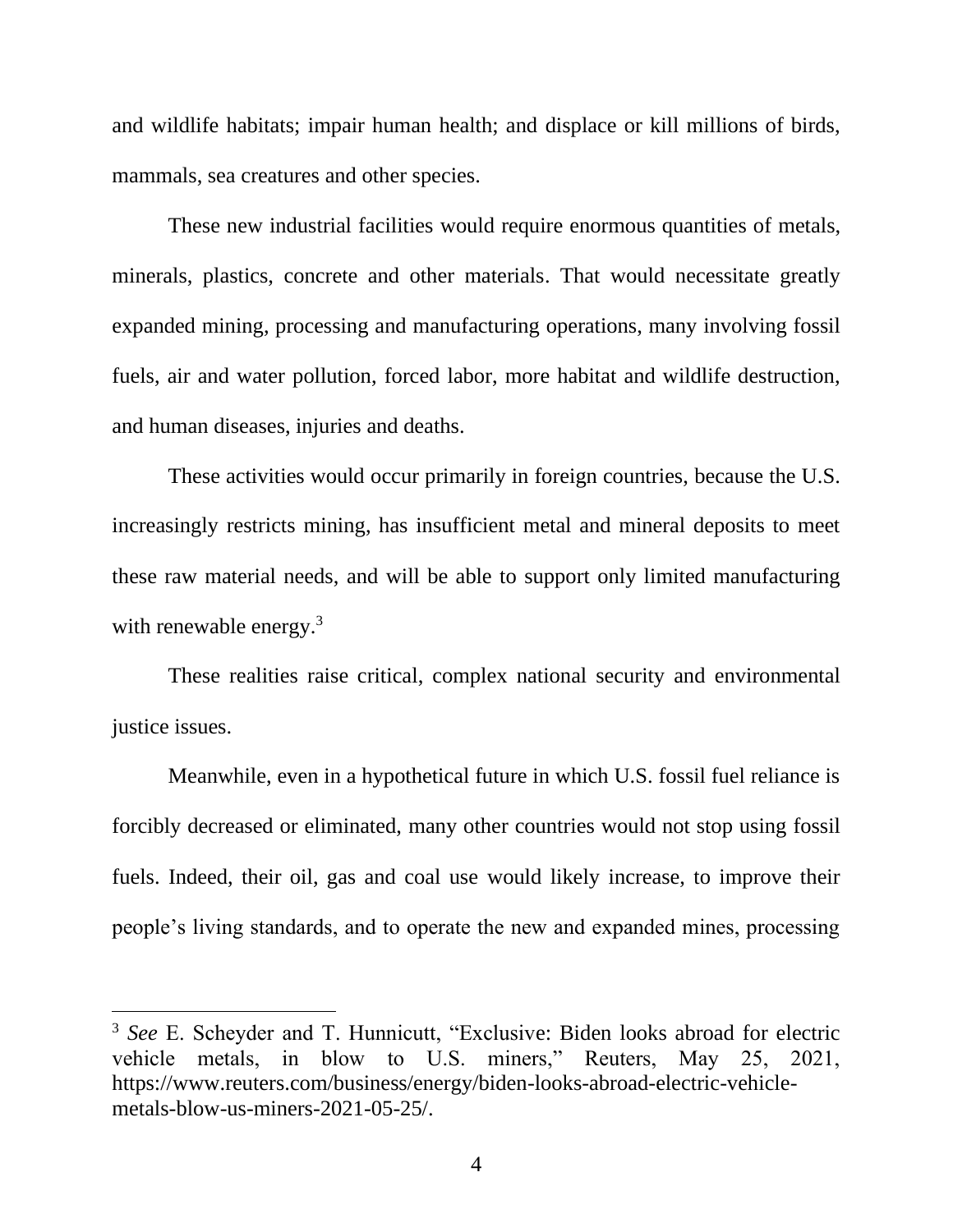and wildlife habitats; impair human health; and displace or kill millions of birds, mammals, sea creatures and other species.

These new industrial facilities would require enormous quantities of metals, minerals, plastics, concrete and other materials. That would necessitate greatly expanded mining, processing and manufacturing operations, many involving fossil fuels, air and water pollution, forced labor, more habitat and wildlife destruction, and human diseases, injuries and deaths.

These activities would occur primarily in foreign countries, because the U.S. increasingly restricts mining, has insufficient metal and mineral deposits to meet these raw material needs, and will be able to support only limited manufacturing with renewable energy.[3]

These realities raise critical, complex national security and environmental justice issues.

Meanwhile, even in a hypothetical future in which U.S. fossil fuel reliance is forcibly decreased or eliminated, many other countries would not stop using fossil fuels. Indeed, their oil, gas and coal use would likely increase, to improve their people's living standards, and to operate the new and expanded mines, processing

---

[3] *See* E. Scheyder and T. Hunnicutt, "Exclusive: Biden looks abroad for electric vehicle metals, in blow to U.S. miners," Reuters, May 25, 2021, https://www.reuters.com/business/energy/biden-looks-abroad-electric-vehicle-metals-blow-us-miners-2021-05-25/.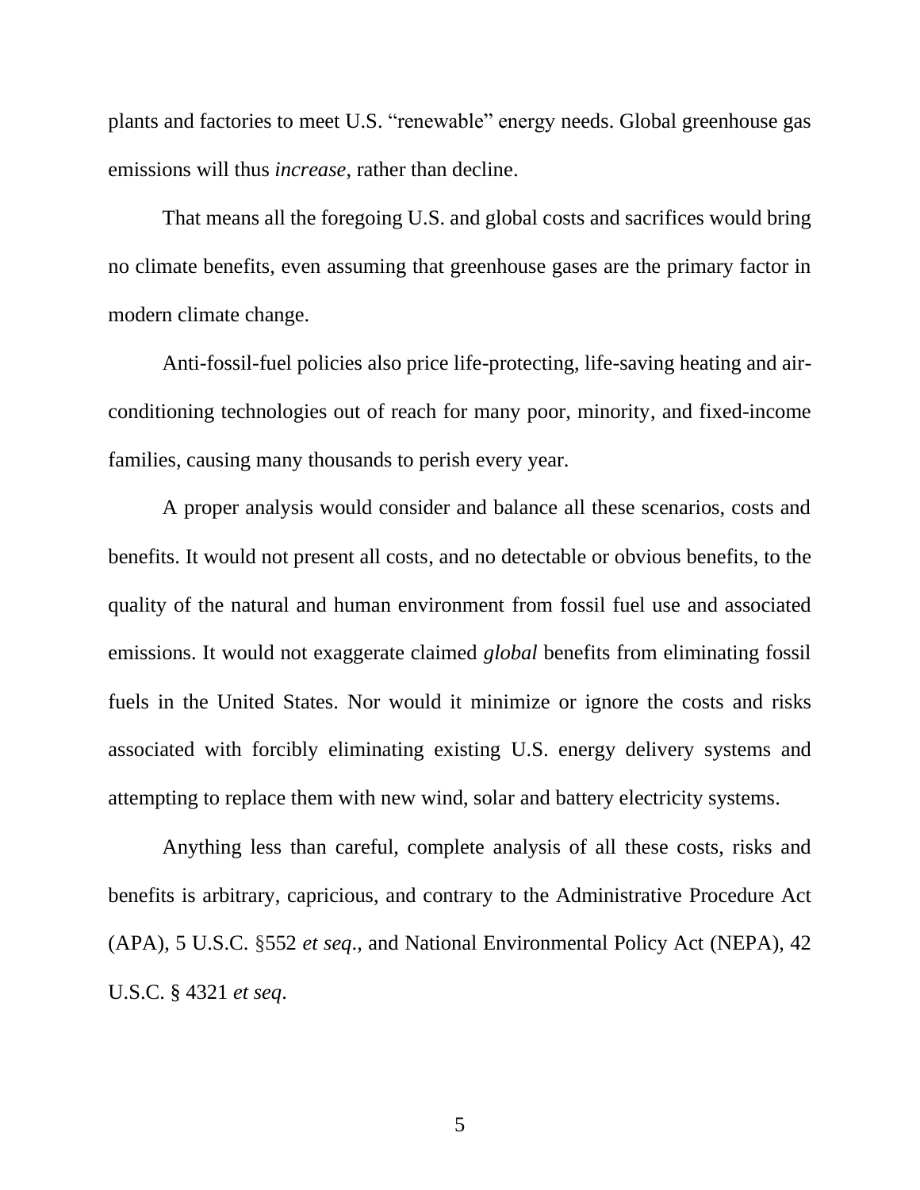plants and factories to meet U.S. "renewable" energy needs. Global greenhouse gas emissions will thus *increase*, rather than decline.

That means all the foregoing U.S. and global costs and sacrifices would bring no climate benefits, even assuming that greenhouse gases are the primary factor in modern climate change.

Anti-fossil-fuel policies also price life-protecting, life-saving heating and air-conditioning technologies out of reach for many poor, minority, and fixed-income families, causing many thousands to perish every year.

A proper analysis would consider and balance all these scenarios, costs and benefits. It would not present all costs, and no detectable or obvious benefits, to the quality of the natural and human environment from fossil fuel use and associated emissions. It would not exaggerate claimed *global* benefits from eliminating fossil fuels in the United States. Nor would it minimize or ignore the costs and risks associated with forcibly eliminating existing U.S. energy delivery systems and attempting to replace them with new wind, solar and battery electricity systems.

Anything less than careful, complete analysis of all these costs, risks and benefits is arbitrary, capricious, and contrary to the Administrative Procedure Act (APA), 5 U.S.C. §552 *et seq*., and National Environmental Policy Act (NEPA), 42 U.S.C. § 4321 *et seq*.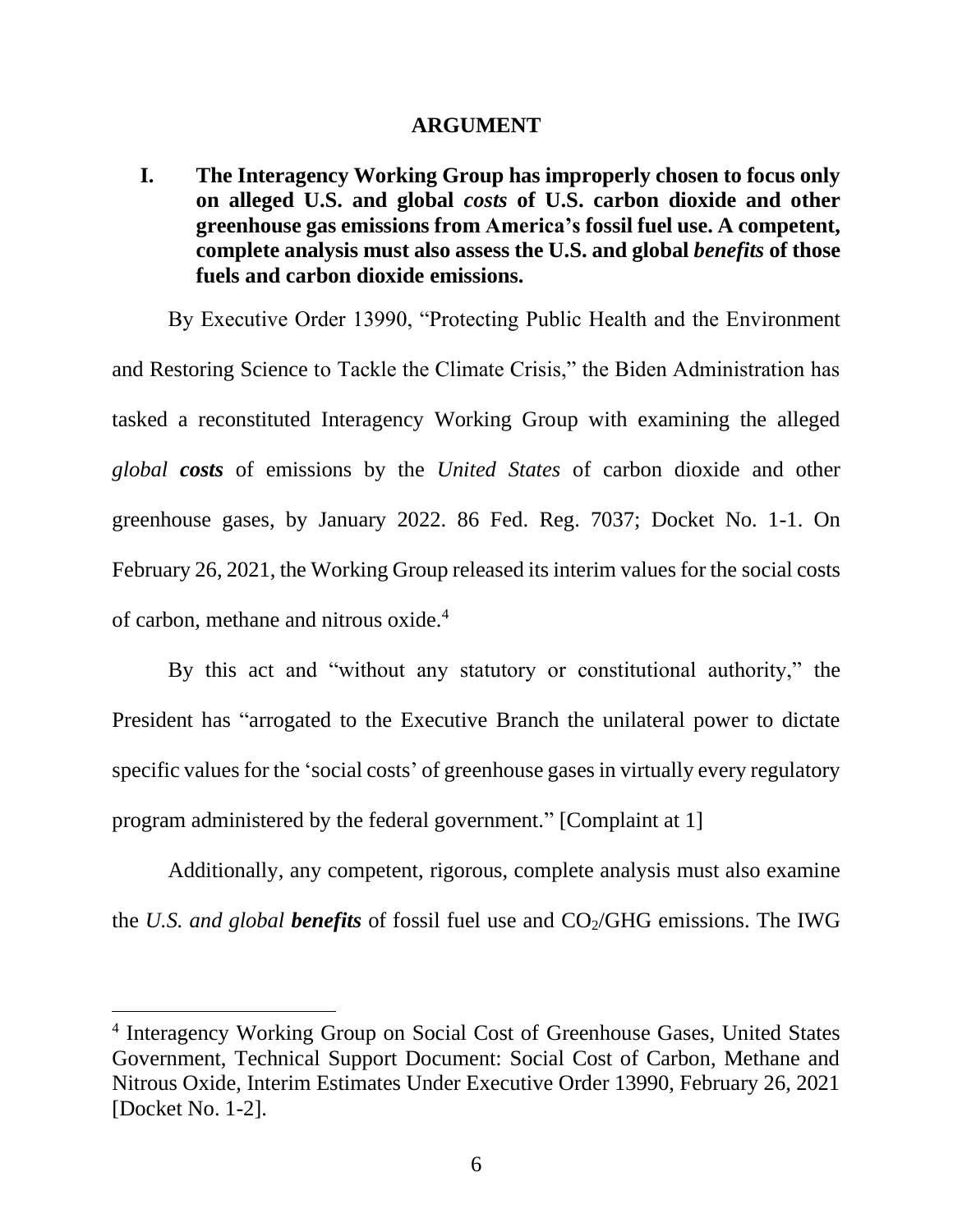## ARGUMENT

### I. The Interagency Working Group has improperly chosen to focus only on alleged U.S. and global *costs* of U.S. carbon dioxide and other greenhouse gas emissions from America's fossil fuel use. A competent, complete analysis must also assess the U.S. and global *benefits* of those fuels and carbon dioxide emissions.

By Executive Order 13990, "Protecting Public Health and the Environment and Restoring Science to Tackle the Climate Crisis," the Biden Administration has tasked a reconstituted Interagency Working Group with examining the alleged *global* ***costs*** of emissions by the *United States* of carbon dioxide and other greenhouse gases, by January 2022. 86 Fed. Reg. 7037; Docket No. 1-1. On February 26, 2021, the Working Group released its interim values for the social costs of carbon, methane and nitrous oxide.[4]

By this act and "without any statutory or constitutional authority," the President has "arrogated to the Executive Branch the unilateral power to dictate specific values for the 'social costs' of greenhouse gases in virtually every regulatory program administered by the federal government." [Complaint at 1]

Additionally, any competent, rigorous, complete analysis must also examine the *U.S. and global* ***benefits*** of fossil fuel use and $CO_2$/GHG emissions. The IWG

---

[4] Interagency Working Group on Social Cost of Greenhouse Gases, United States Government, Technical Support Document: Social Cost of Carbon, Methane and Nitrous Oxide, Interim Estimates Under Executive Order 13990, February 26, 2021 [Docket No. 1-2].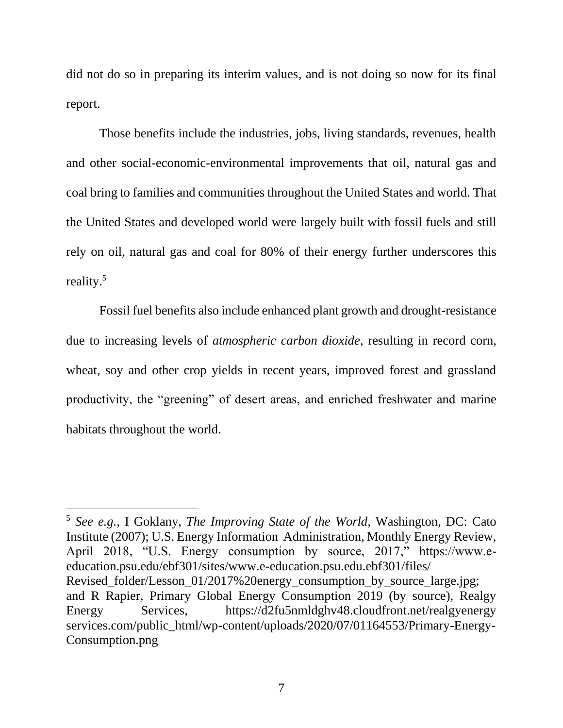did not do so in preparing its interim values, and is not doing so now for its final report.

Those benefits include the industries, jobs, living standards, revenues, health and other social-economic-environmental improvements that oil, natural gas and coal bring to families and communities throughout the United States and world. That the United States and developed world were largely built with fossil fuels and still rely on oil, natural gas and coal for 80% of their energy further underscores this reality.[5]

Fossil fuel benefits also include enhanced plant growth and drought-resistance due to increasing levels of *atmospheric carbon dioxide*, resulting in record corn, wheat, soy and other crop yields in recent years, improved forest and grassland productivity, the "greening" of desert areas, and enriched freshwater and marine habitats throughout the world.

---

[5] *See e.g.*, I Goklany, *The Improving State of the World*, Washington, DC: Cato Institute (2007); U.S. Energy Information Administration, Monthly Energy Review, April 2018, "U.S. Energy consumption by source, 2017," https://www.e-education.psu.edu/ebf301/sites/www.e-education.psu.edu.ebf301/files/Revised_folder/Lesson_01/2017%20energy_consumption_by_source_large.jpg; and R Rapier, Primary Global Energy Consumption 2019 (by source), Realgy Energy Services, https://d2fu5nmldghv48.cloudfront.net/realgyenergyservices.com/public_html/wp-content/uploads/2020/07/01164553/Primary-Energy-Consumption.png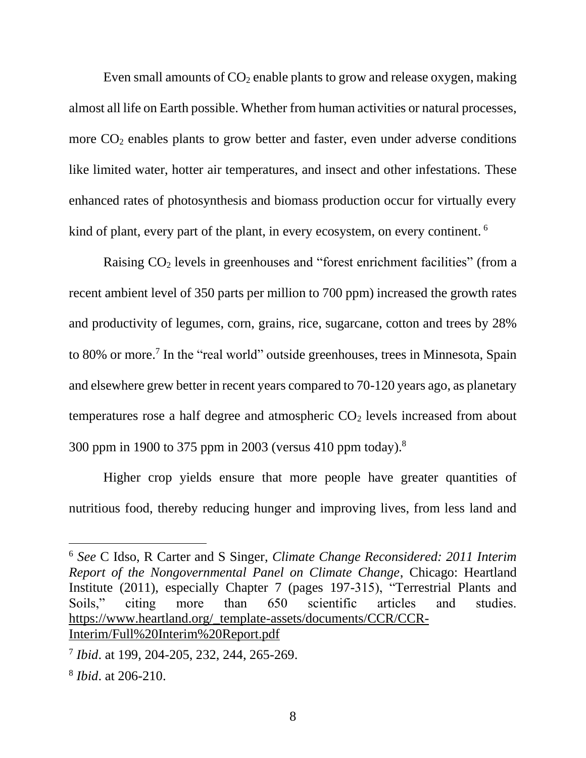Even small amounts of $CO_2$ enable plants to grow and release oxygen, making almost all life on Earth possible. Whether from human activities or natural processes, more $CO_2$ enables plants to grow better and faster, even under adverse conditions like limited water, hotter air temperatures, and insect and other infestations. These enhanced rates of photosynthesis and biomass production occur for virtually every kind of plant, every part of the plant, in every ecosystem, on every continent. [6]

Raising $CO_2$ levels in greenhouses and "forest enrichment facilities" (from a recent ambient level of 350 parts per million to 700 ppm) increased the growth rates and productivity of legumes, corn, grains, rice, sugarcane, cotton and trees by 28% to 80% or more.[7] In the "real world" outside greenhouses, trees in Minnesota, Spain and elsewhere grew better in recent years compared to 70-120 years ago, as planetary temperatures rose a half degree and atmospheric $CO_2$ levels increased from about 300 ppm in 1900 to 375 ppm in 2003 (versus 410 ppm today).[8]

Higher crop yields ensure that more people have greater quantities of nutritious food, thereby reducing hunger and improving lives, from less land and

---

[6] *See* C Idso, R Carter and S Singer, *Climate Change Reconsidered: 2011 Interim Report of the Nongovernmental Panel on Climate Change*, Chicago: Heartland Institute (2011), especially Chapter 7 (pages 197-315), "Terrestrial Plants and Soils," citing more than 650 scientific articles and studies. https://www.heartland.org/_template-assets/documents/CCR/CCR-Interim/Full%20Interim%20Report.pdf

[7] *Ibid*. at 199, 204-205, 232, 244, 265-269.

[8] *Ibid*. at 206-210.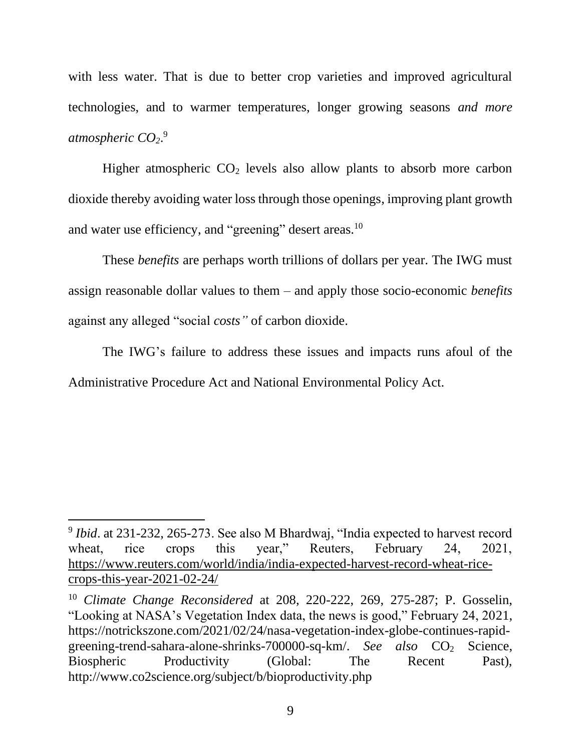with less water. That is due to better crop varieties and improved agricultural technologies, and to warmer temperatures, longer growing seasons *and more atmospheric $CO_2$.*[9]

Higher atmospheric $CO_2$ levels also allow plants to absorb more carbon dioxide thereby avoiding water loss through those openings, improving plant growth and water use efficiency, and "greening" desert areas.[10]

These *benefits* are perhaps worth trillions of dollars per year. The IWG must assign reasonable dollar values to them – and apply those socio-economic *benefits* against any alleged "social *costs"* of carbon dioxide.

The IWG's failure to address these issues and impacts runs afoul of the Administrative Procedure Act and National Environmental Policy Act.

---

[9] *Ibid*. at 231-232, 265-273. See also M Bhardwaj, "India expected to harvest record wheat, rice crops this year," Reuters, February 24, 2021, https://www.reuters.com/world/india/india-expected-harvest-record-wheat-rice-crops-this-year-2021-02-24/

[10] *Climate Change Reconsidered* at 208, 220-222, 269, 275-287; P. Gosselin, "Looking at NASA's Vegetation Index data, the news is good," February 24, 2021, https://notrickszone.com/2021/02/24/nasa-vegetation-index-globe-continues-rapid-greening-trend-sahara-alone-shrinks-700000-sq-km/. *See also* $CO_2$ Science, Biospheric Productivity (Global: The Recent Past), http://www.co2science.org/subject/b/bioproductivity.php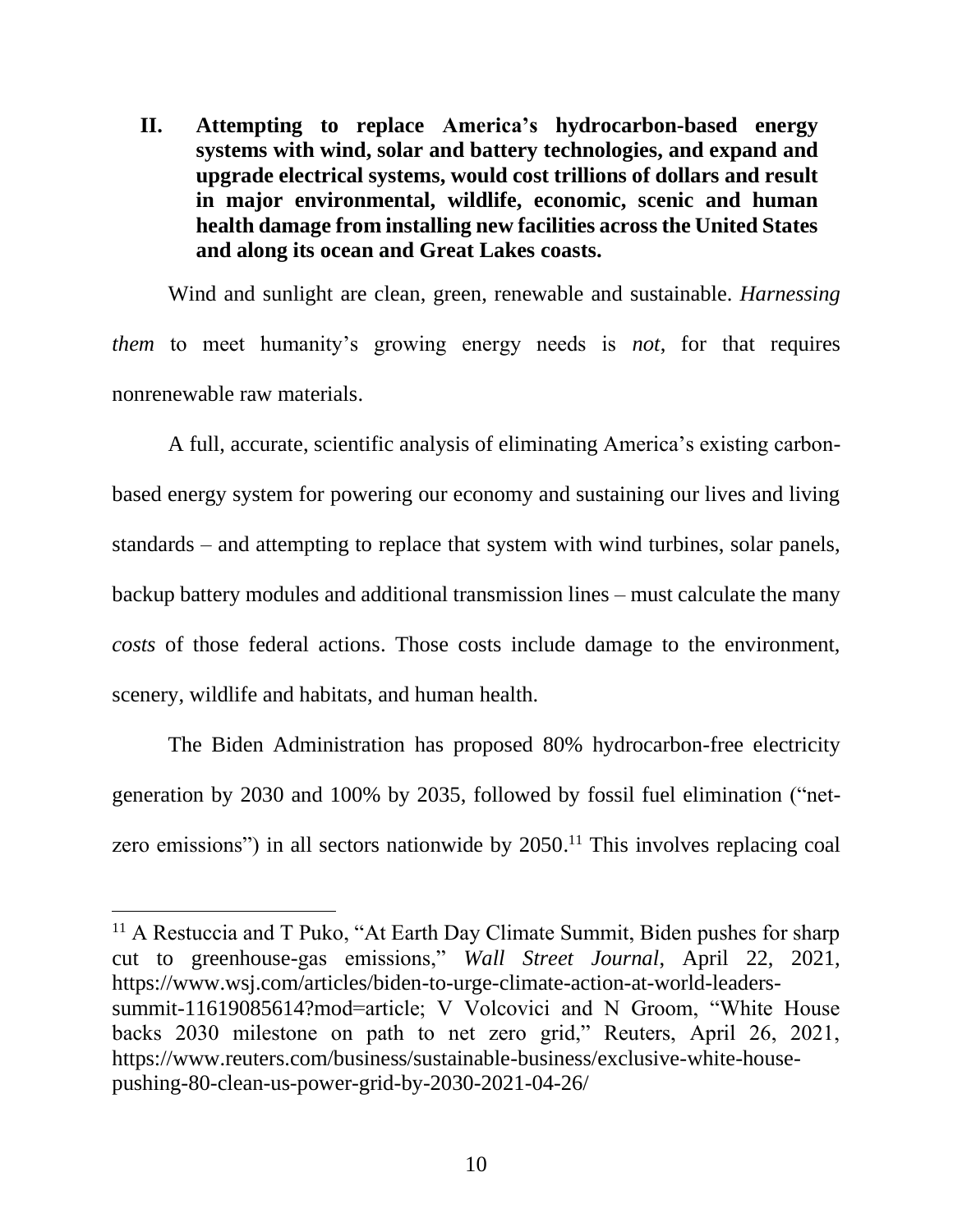## II. Attempting to replace America's hydrocarbon-based energy systems with wind, solar and battery technologies, and expand and upgrade electrical systems, would cost trillions of dollars and result in major environmental, wildlife, economic, scenic and human health damage from installing new facilities across the United States and along its ocean and Great Lakes coasts.

Wind and sunlight are clean, green, renewable and sustainable. *Harnessing them* to meet humanity's growing energy needs is *not*, for that requires nonrenewable raw materials.

A full, accurate, scientific analysis of eliminating America's existing carbon-based energy system for powering our economy and sustaining our lives and living standards – and attempting to replace that system with wind turbines, solar panels, backup battery modules and additional transmission lines – must calculate the many *costs* of those federal actions. Those costs include damage to the environment, scenery, wildlife and habitats, and human health.

The Biden Administration has proposed 80% hydrocarbon-free electricity generation by 2030 and 100% by 2035, followed by fossil fuel elimination ("net-zero emissions") in all sectors nationwide by 2050.[11] This involves replacing coal

---

[11] A Restuccia and T Puko, "At Earth Day Climate Summit, Biden pushes for sharp cut to greenhouse-gas emissions," *Wall Street Journal*, April 22, 2021, https://www.wsj.com/articles/biden-to-urge-climate-action-at-world-leaders-summit-11619085614?mod=article; V Volcovici and N Groom, "White House backs 2030 milestone on path to net zero grid," Reuters, April 26, 2021, https://www.reuters.com/business/sustainable-business/exclusive-white-house-pushing-80-clean-us-power-grid-by-2030-2021-04-26/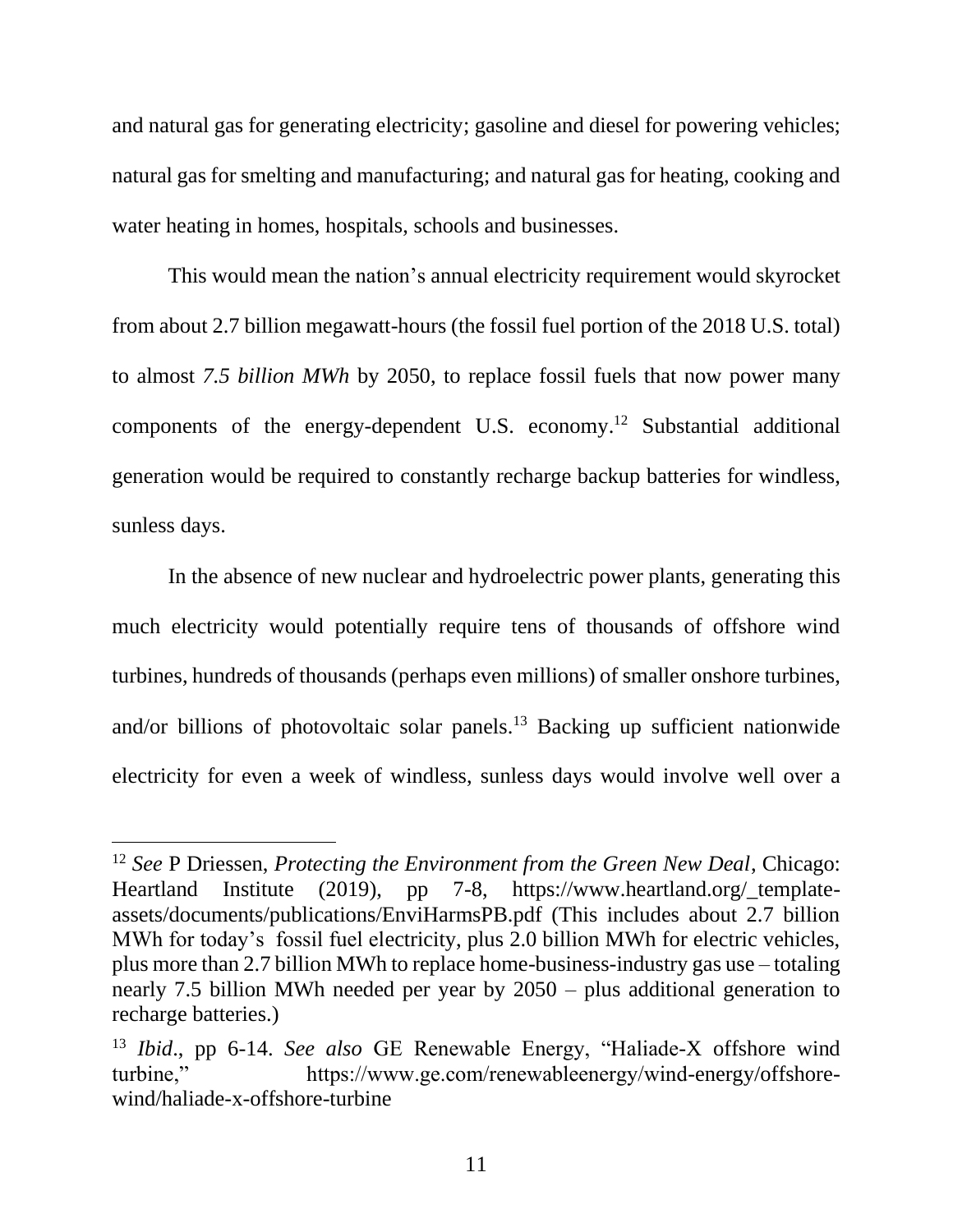and natural gas for generating electricity; gasoline and diesel for powering vehicles; natural gas for smelting and manufacturing; and natural gas for heating, cooking and water heating in homes, hospitals, schools and businesses.

This would mean the nation's annual electricity requirement would skyrocket from about 2.7 billion megawatt-hours (the fossil fuel portion of the 2018 U.S. total) to almost *7.5 billion MWh* by 2050, to replace fossil fuels that now power many components of the energy-dependent U.S. economy.[12] Substantial additional generation would be required to constantly recharge backup batteries for windless, sunless days.

In the absence of new nuclear and hydroelectric power plants, generating this much electricity would potentially require tens of thousands of offshore wind turbines, hundreds of thousands (perhaps even millions) of smaller onshore turbines, and/or billions of photovoltaic solar panels.[13] Backing up sufficient nationwide electricity for even a week of windless, sunless days would involve well over a

---

[12] *See* P Driessen, *Protecting the Environment from the Green New Deal*, Chicago: Heartland Institute (2019), pp 7-8, https://www.heartland.org/_template-assets/documents/publications/EnviHarmsPB.pdf (This includes about 2.7 billion MWh for today's fossil fuel electricity, plus 2.0 billion MWh for electric vehicles, plus more than 2.7 billion MWh to replace home-business-industry gas use – totaling nearly 7.5 billion MWh needed per year by 2050 – plus additional generation to recharge batteries.)

[13] *Ibid*., pp 6-14. *See also* GE Renewable Energy, "Haliade-X offshore wind turbine," https://www.ge.com/renewableenergy/wind-energy/offshore-wind/haliade-x-offshore-turbine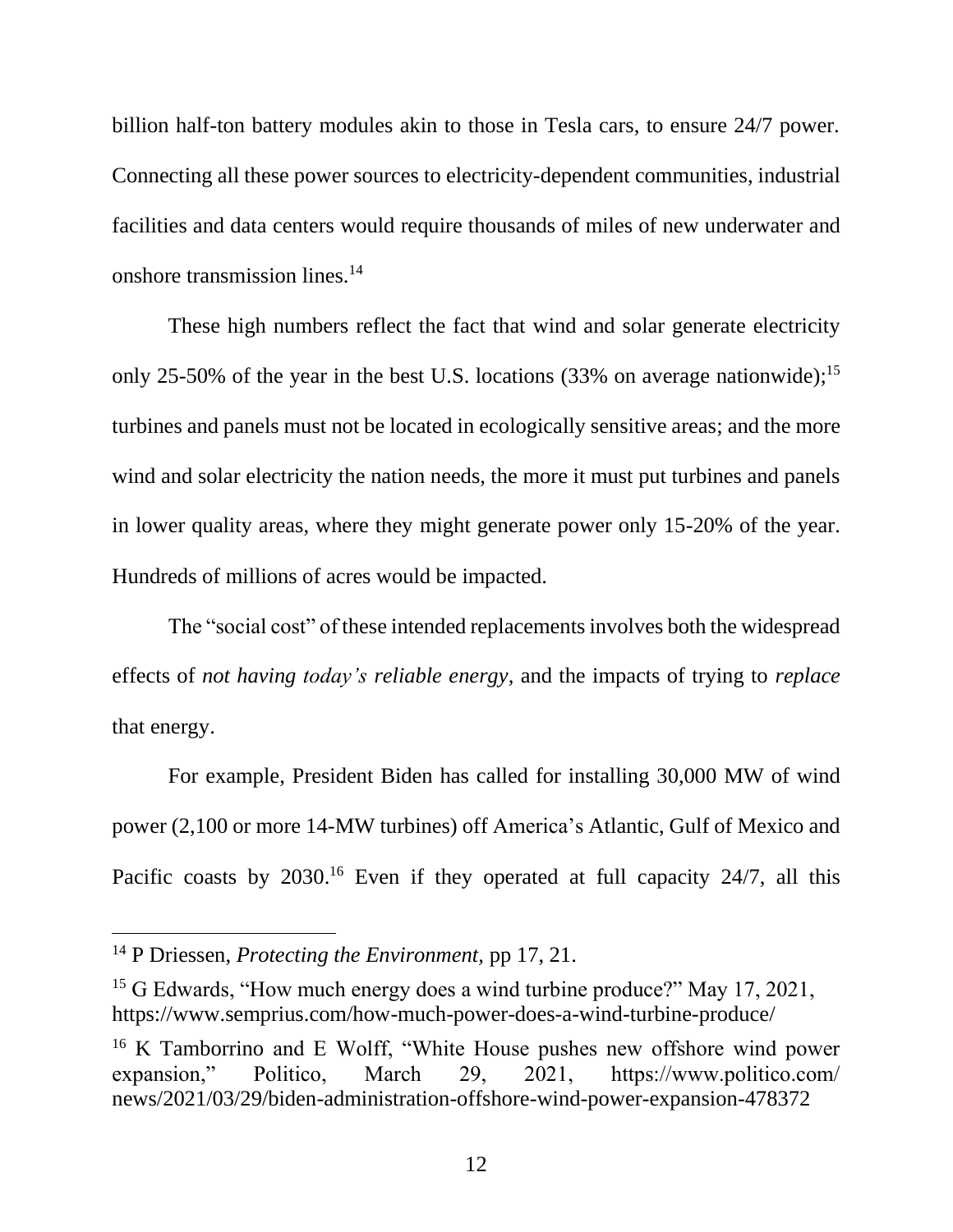billion half-ton battery modules akin to those in Tesla cars, to ensure 24/7 power. Connecting all these power sources to electricity-dependent communities, industrial facilities and data centers would require thousands of miles of new underwater and onshore transmission lines.[14]

These high numbers reflect the fact that wind and solar generate electricity only 25-50% of the year in the best U.S. locations (33% on average nationwide);[15] turbines and panels must not be located in ecologically sensitive areas; and the more wind and solar electricity the nation needs, the more it must put turbines and panels in lower quality areas, where they might generate power only 15-20% of the year. Hundreds of millions of acres would be impacted.

The "social cost" of these intended replacements involves both the widespread effects of *not having today's reliable energy,* and the impacts of trying to *replace* that energy.

For example, President Biden has called for installing 30,000 MW of wind power (2,100 or more 14-MW turbines) off America's Atlantic, Gulf of Mexico and Pacific coasts by 2030.[16] Even if they operated at full capacity 24/7, all this

---

[14] P Driessen, *Protecting the Environment,* pp 17, 21.

[15] G Edwards, "How much energy does a wind turbine produce?" May 17, 2021, https://www.semprius.com/how-much-power-does-a-wind-turbine-produce/

[16] K Tamborrino and E Wolff, "White House pushes new offshore wind power expansion," Politico, March 29, 2021, https://www.politico.com/news/2021/03/29/biden-administration-offshore-wind-power-expansion-478372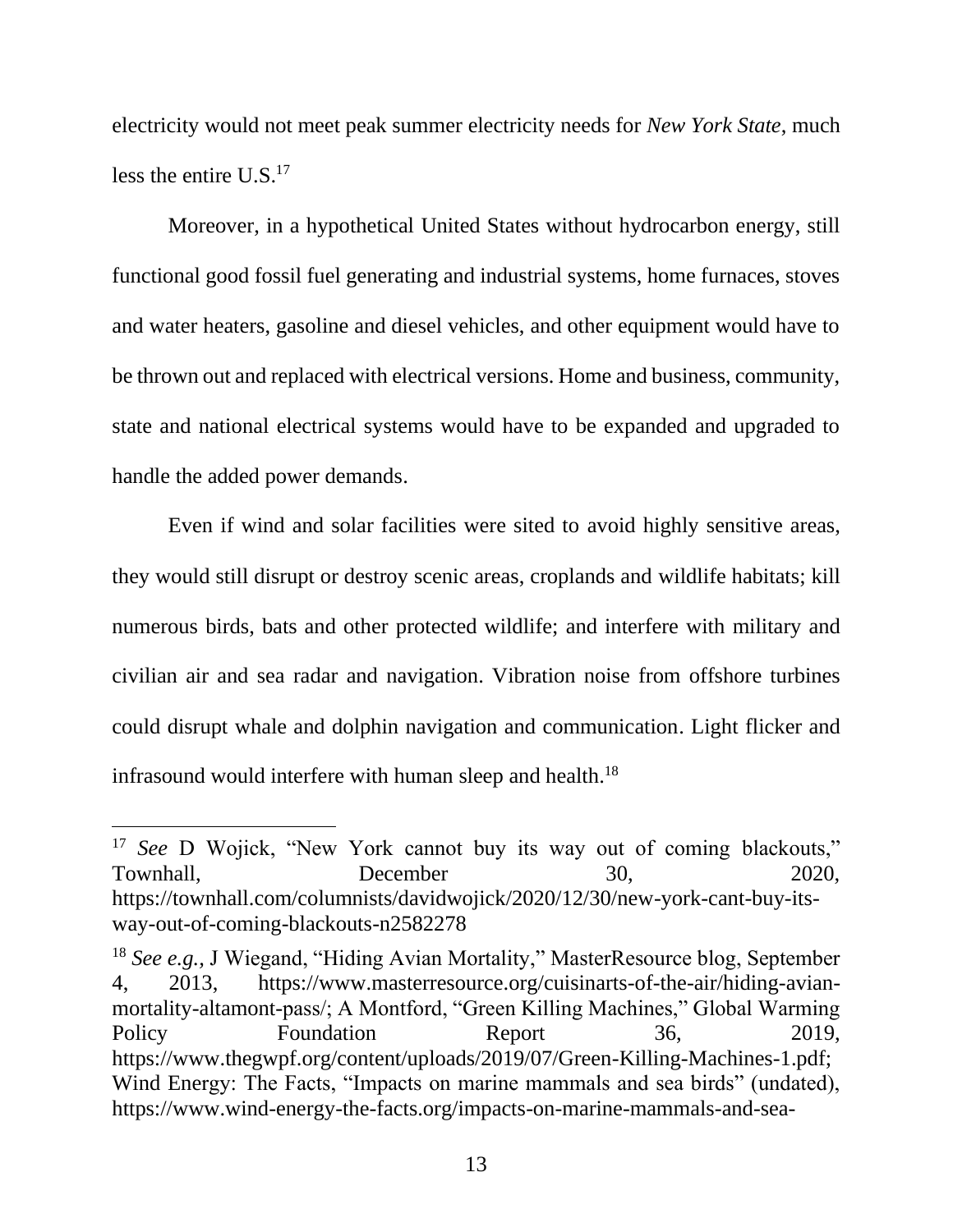electricity would not meet peak summer electricity needs for *New York State*, much less the entire U.S.[17]

Moreover, in a hypothetical United States without hydrocarbon energy, still functional good fossil fuel generating and industrial systems, home furnaces, stoves and water heaters, gasoline and diesel vehicles, and other equipment would have to be thrown out and replaced with electrical versions. Home and business, community, state and national electrical systems would have to be expanded and upgraded to handle the added power demands.

Even if wind and solar facilities were sited to avoid highly sensitive areas, they would still disrupt or destroy scenic areas, croplands and wildlife habitats; kill numerous birds, bats and other protected wildlife; and interfere with military and civilian air and sea radar and navigation. Vibration noise from offshore turbines could disrupt whale and dolphin navigation and communication. Light flicker and infrasound would interfere with human sleep and health.[18]

---

[17] *See* D Wojick, "New York cannot buy its way out of coming blackouts," Townhall, December 30, 2020, https://townhall.com/columnists/davidwojick/2020/12/30/new-york-cant-buy-its-way-out-of-coming-blackouts-n2582278

[18] *See e.g.,* J Wiegand, "Hiding Avian Mortality," MasterResource blog, September 4, 2013, https://www.masterresource.org/cuisinarts-of-the-air/hiding-avian-mortality-altamont-pass/; A Montford, "Green Killing Machines," Global Warming Policy Foundation Report 36, 2019, https://www.thegwpf.org/content/uploads/2019/07/Green-Killing-Machines-1.pdf; Wind Energy: The Facts, "Impacts on marine mammals and sea birds" (undated), https://www.wind-energy-the-facts.org/impacts-on-marine-mammals-and-sea-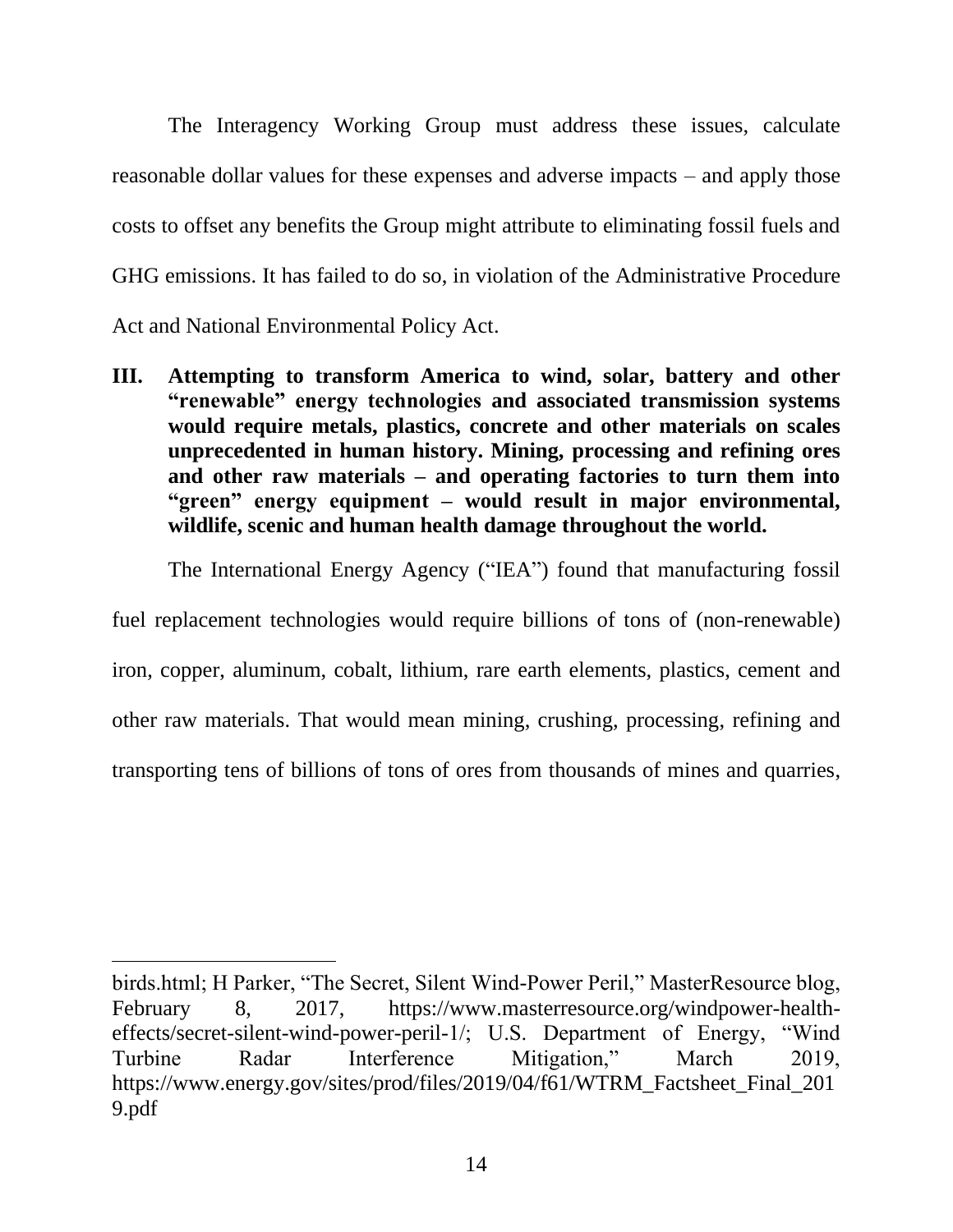The Interagency Working Group must address these issues, calculate reasonable dollar values for these expenses and adverse impacts – and apply those costs to offset any benefits the Group might attribute to eliminating fossil fuels and GHG emissions. It has failed to do so, in violation of the Administrative Procedure Act and National Environmental Policy Act.

## III. Attempting to transform America to wind, solar, battery and other "renewable" energy technologies and associated transmission systems would require metals, plastics, concrete and other materials on scales unprecedented in human history. Mining, processing and refining ores and other raw materials – and operating factories to turn them into "green" energy equipment – would result in major environmental, wildlife, scenic and human health damage throughout the world.

The International Energy Agency ("IEA") found that manufacturing fossil fuel replacement technologies would require billions of tons of (non-renewable) iron, copper, aluminum, cobalt, lithium, rare earth elements, plastics, cement and other raw materials. That would mean mining, crushing, processing, refining and transporting tens of billions of tons of ores from thousands of mines and quarries,

---

birds.html; H Parker, "The Secret, Silent Wind-Power Peril," MasterResource blog, February 8, 2017, https://www.masterresource.org/windpower-health-effects/secret-silent-wind-power-peril-1/; U.S. Department of Energy, "Wind Turbine Radar Interference Mitigation," March 2019, https://www.energy.gov/sites/prod/files/2019/04/f61/WTRM_Factsheet_Final_2019.pdf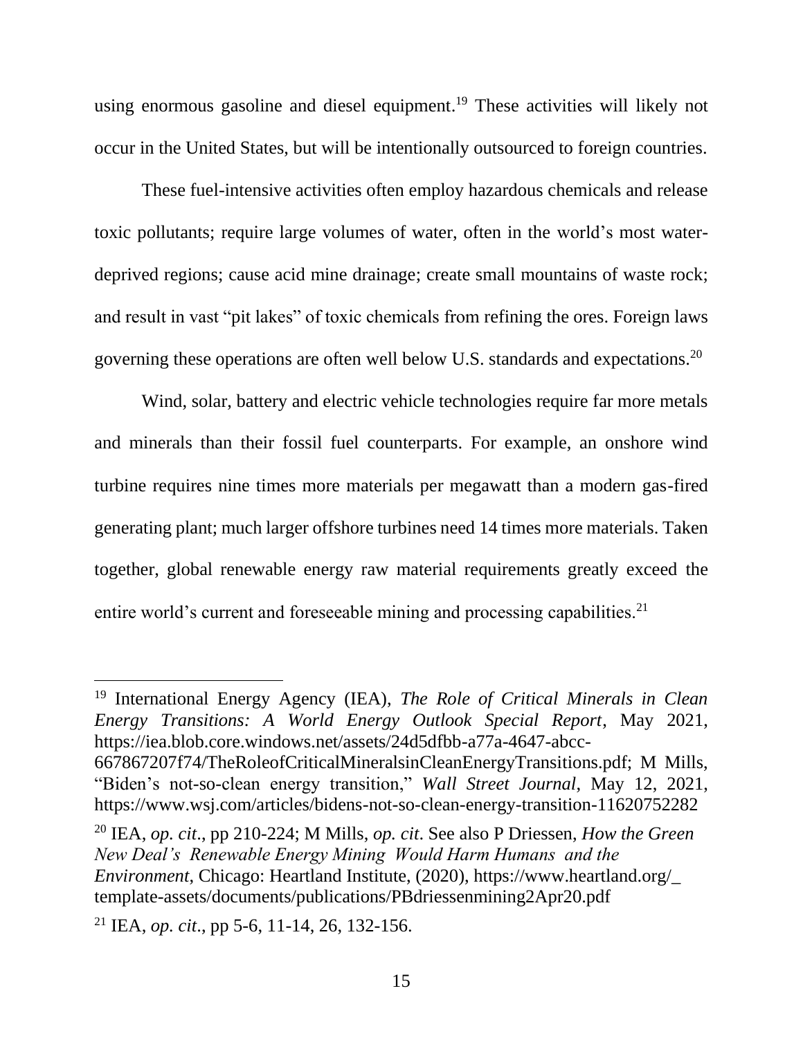using enormous gasoline and diesel equipment.[19] These activities will likely not occur in the United States, but will be intentionally outsourced to foreign countries.

These fuel-intensive activities often employ hazardous chemicals and release toxic pollutants; require large volumes of water, often in the world's most water-deprived regions; cause acid mine drainage; create small mountains of waste rock; and result in vast "pit lakes" of toxic chemicals from refining the ores. Foreign laws governing these operations are often well below U.S. standards and expectations.[20]

Wind, solar, battery and electric vehicle technologies require far more metals and minerals than their fossil fuel counterparts. For example, an onshore wind turbine requires nine times more materials per megawatt than a modern gas-fired generating plant; much larger offshore turbines need 14 times more materials. Taken together, global renewable energy raw material requirements greatly exceed the entire world's current and foreseeable mining and processing capabilities.[21]

---

[19] International Energy Agency (IEA), *The Role of Critical Minerals in Clean Energy Transitions: A World Energy Outlook Special Report*, May 2021, https://iea.blob.core.windows.net/assets/24d5dfbb-a77a-4647-abcc-667867207f74/TheRoleofCriticalMineralsinCleanEnergyTransitions.pdf; M Mills, "Biden's not-so-clean energy transition," *Wall Street Journal*, May 12, 2021, https://www.wsj.com/articles/bidens-not-so-clean-energy-transition-11620752282

[20] IEA, *op. cit*., pp 210-224; M Mills, *op. cit*. See also P Driessen, *How the Green New Deal's Renewable Energy Mining Would Harm Humans and the Environment*, Chicago: Heartland Institute, (2020), https://www.heartland.org/_template-assets/documents/publications/PBdriessenmining2Apr20.pdf

[21] IEA, *op. cit*., pp 5-6, 11-14, 26, 132-156.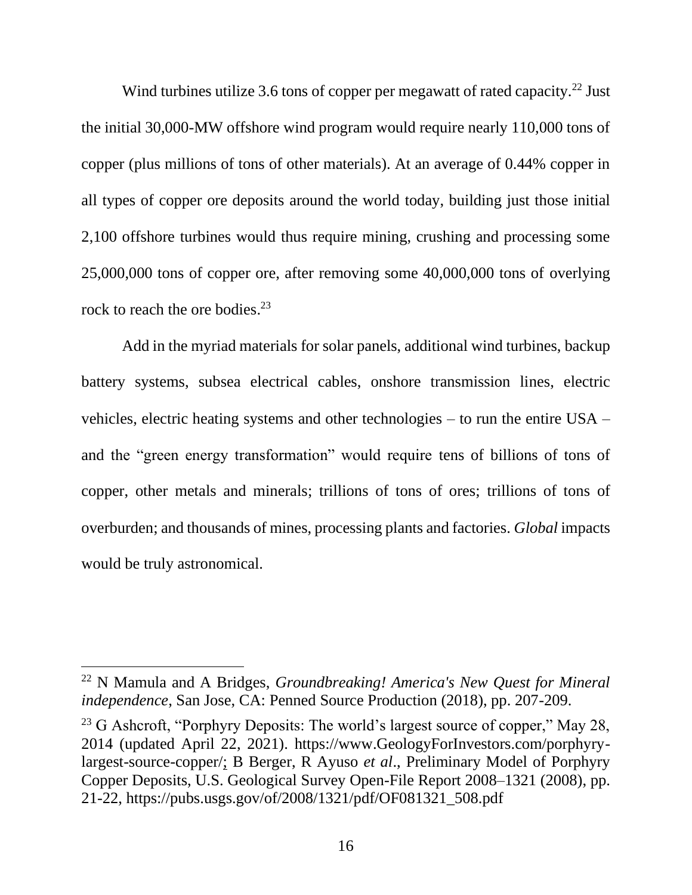Wind turbines utilize 3.6 tons of copper per megawatt of rated capacity.[22] Just the initial 30,000-MW offshore wind program would require nearly 110,000 tons of copper (plus millions of tons of other materials). At an average of 0.44% copper in all types of copper ore deposits around the world today, building just those initial 2,100 offshore turbines would thus require mining, crushing and processing some 25,000,000 tons of copper ore, after removing some 40,000,000 tons of overlying rock to reach the ore bodies.[23]

Add in the myriad materials for solar panels, additional wind turbines, backup battery systems, subsea electrical cables, onshore transmission lines, electric vehicles, electric heating systems and other technologies – to run the entire USA – and the "green energy transformation" would require tens of billions of tons of copper, other metals and minerals; trillions of tons of ores; trillions of tons of overburden; and thousands of mines, processing plants and factories. *Global* impacts would be truly astronomical.

---

[22] N Mamula and A Bridges, *Groundbreaking! America's New Quest for Mineral independence*, San Jose, CA: Penned Source Production (2018), pp. 207-209.

[23] G Ashcroft, "Porphyry Deposits: The world's largest source of copper," May 28, 2014 (updated April 22, 2021). https://www.GeologyForInvestors.com/porphyry-largest-source-copper/; B Berger, R Ayuso *et al*., Preliminary Model of Porphyry Copper Deposits, U.S. Geological Survey Open-File Report 2008–1321 (2008), pp. 21-22, https://pubs.usgs.gov/of/2008/1321/pdf/OF081321_508.pdf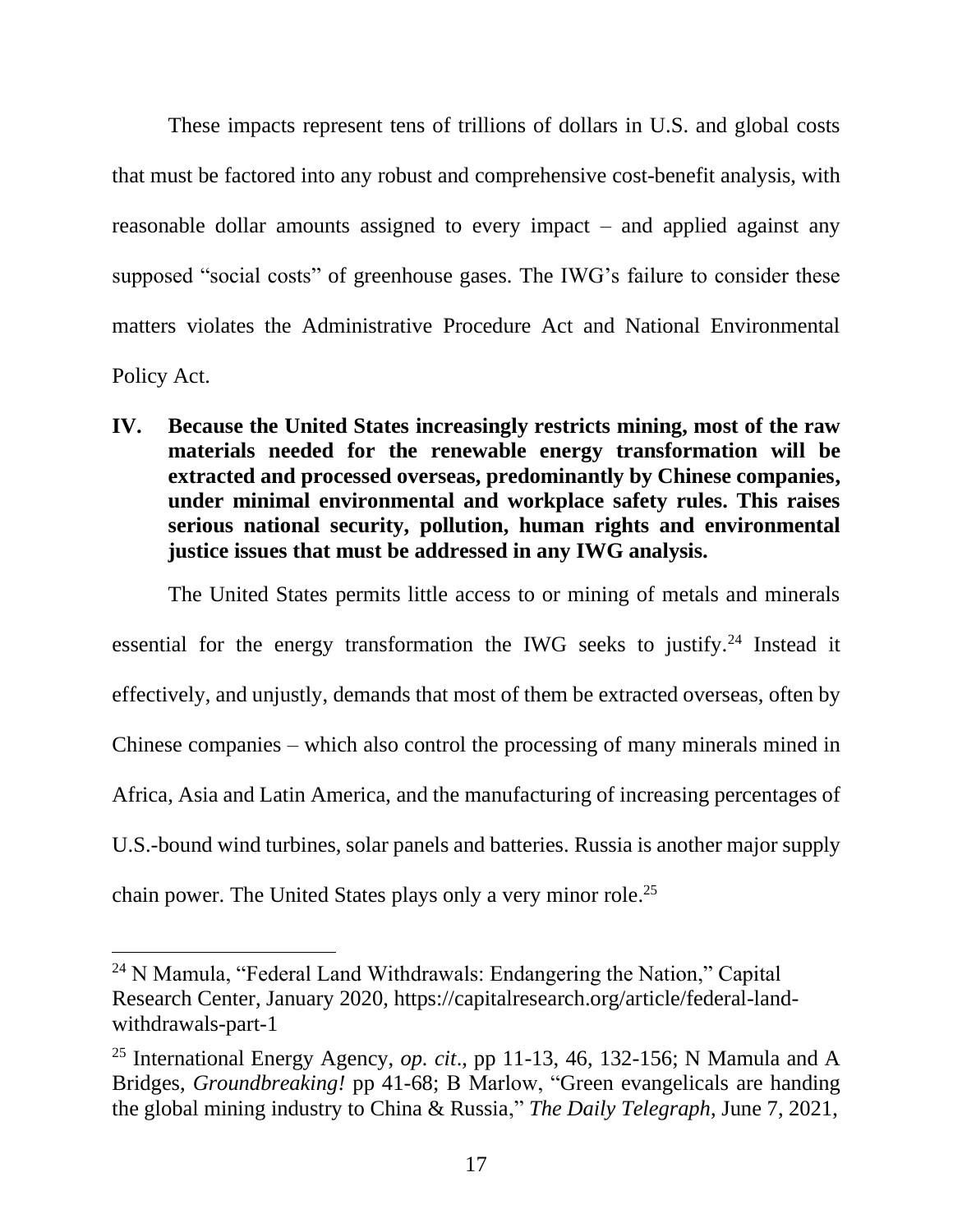These impacts represent tens of trillions of dollars in U.S. and global costs that must be factored into any robust and comprehensive cost-benefit analysis, with reasonable dollar amounts assigned to every impact – and applied against any supposed "social costs" of greenhouse gases. The IWG's failure to consider these matters violates the Administrative Procedure Act and National Environmental Policy Act.

## IV. Because the United States increasingly restricts mining, most of the raw materials needed for the renewable energy transformation will be extracted and processed overseas, predominantly by Chinese companies, under minimal environmental and workplace safety rules. This raises serious national security, pollution, human rights and environmental justice issues that must be addressed in any IWG analysis.

The United States permits little access to or mining of metals and minerals essential for the energy transformation the IWG seeks to justify.[24] Instead it effectively, and unjustly, demands that most of them be extracted overseas, often by Chinese companies – which also control the processing of many minerals mined in Africa, Asia and Latin America, and the manufacturing of increasing percentages of U.S.-bound wind turbines, solar panels and batteries. Russia is another major supply chain power. The United States plays only a very minor role.[25]

---

[24] N Mamula, "Federal Land Withdrawals: Endangering the Nation," Capital Research Center, January 2020, https://capitalresearch.org/article/federal-land-withdrawals-part-1

[25] International Energy Agency, *op. cit*., pp 11-13, 46, 132-156; N Mamula and A Bridges, *Groundbreaking!* pp 41-68; B Marlow, "Green evangelicals are handing the global mining industry to China & Russia," *The Daily Telegraph*, June 7, 2021,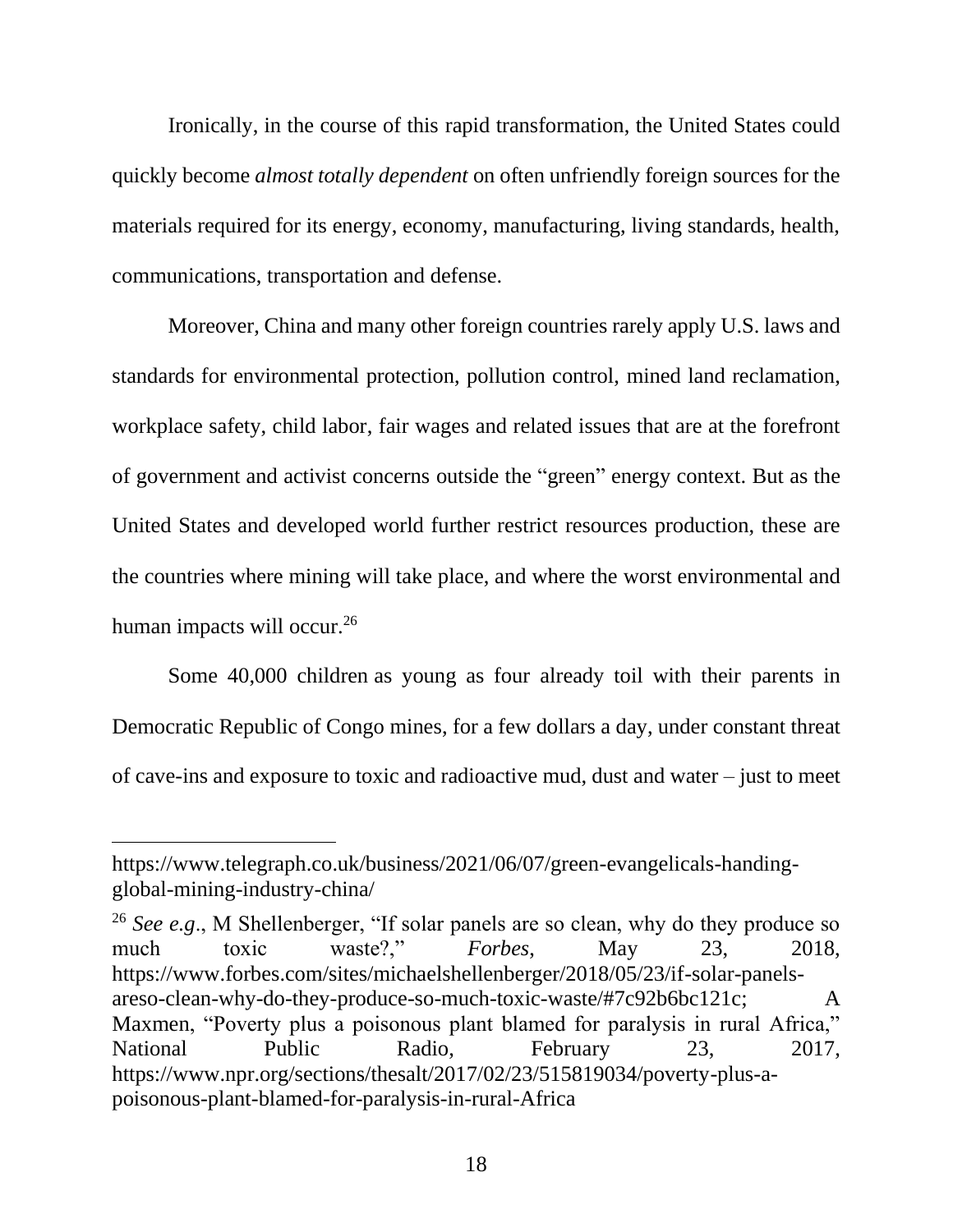Ironically, in the course of this rapid transformation, the United States could quickly become *almost totally dependent* on often unfriendly foreign sources for the materials required for its energy, economy, manufacturing, living standards, health, communications, transportation and defense.

Moreover, China and many other foreign countries rarely apply U.S. laws and standards for environmental protection, pollution control, mined land reclamation, workplace safety, child labor, fair wages and related issues that are at the forefront of government and activist concerns outside the "green" energy context. But as the United States and developed world further restrict resources production, these are the countries where mining will take place, and where the worst environmental and human impacts will occur.[26]

Some 40,000 children as young as four already toil with their parents in Democratic Republic of Congo mines, for a few dollars a day, under constant threat of cave-ins and exposure to toxic and radioactive mud, dust and water – just to meet

---

https://www.telegraph.co.uk/business/2021/06/07/green-evangelicals-handing-global-mining-industry-china/

[26] *See e.g*., M Shellenberger, "If solar panels are so clean, why do they produce so much toxic waste?," *Forbes*, May 23, 2018, https://www.forbes.com/sites/michaelshellenberger/2018/05/23/if-solar-panels-areso-clean-why-do-they-produce-so-much-toxic-waste/#7c92b6bc121c; A Maxmen, "Poverty plus a poisonous plant blamed for paralysis in rural Africa," National Public Radio, February 23, 2017, https://www.npr.org/sections/thesalt/2017/02/23/515819034/poverty-plus-a-poisonous-plant-blamed-for-paralysis-in-rural-Africa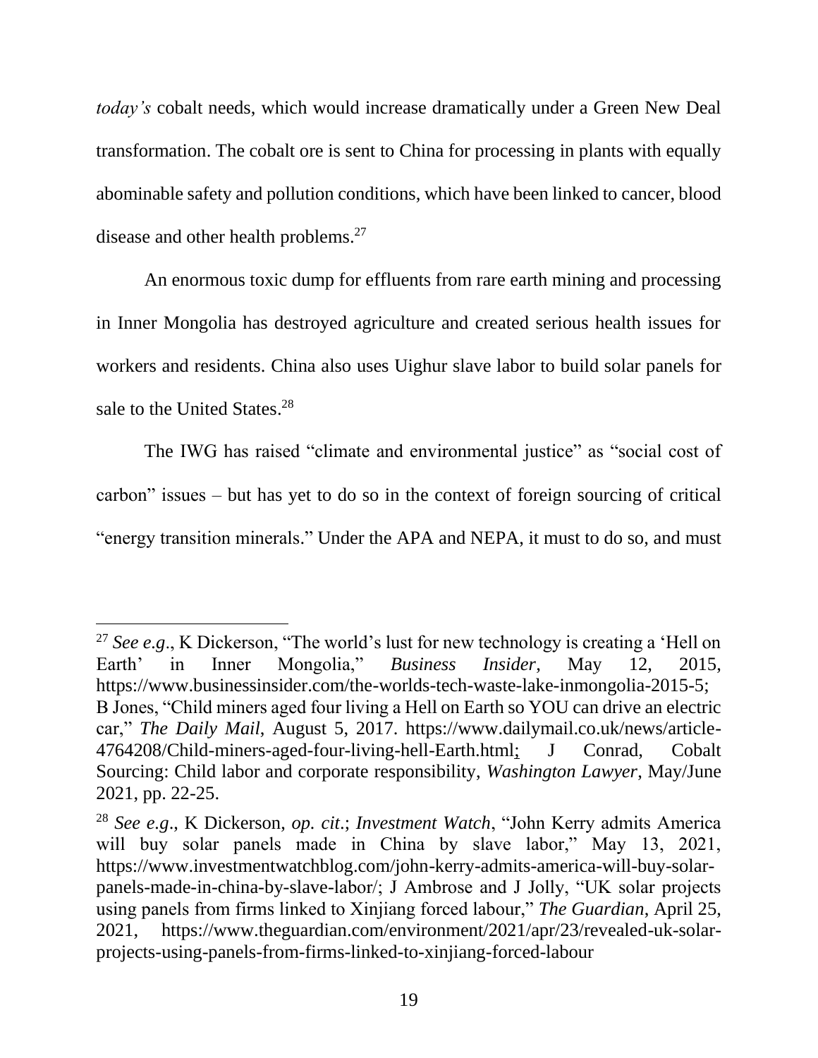*today's* cobalt needs, which would increase dramatically under a Green New Deal transformation. The cobalt ore is sent to China for processing in plants with equally abominable safety and pollution conditions, which have been linked to cancer, blood disease and other health problems.[27]

An enormous toxic dump for effluents from rare earth mining and processing in Inner Mongolia has destroyed agriculture and created serious health issues for workers and residents. China also uses Uighur slave labor to build solar panels for sale to the United States.[28]

The IWG has raised "climate and environmental justice" as "social cost of carbon" issues – but has yet to do so in the context of foreign sourcing of critical "energy transition minerals." Under the APA and NEPA, it must to do so, and must

---

[27] *See e.g*., K Dickerson, "The world's lust for new technology is creating a 'Hell on Earth' in Inner Mongolia," *Business Insider*, May 12, 2015, https://www.businessinsider.com/the-worlds-tech-waste-lake-inmongolia-2015-5; B Jones, "Child miners aged four living a Hell on Earth so YOU can drive an electric car," *The Daily Mail*, August 5, 2017. https://www.dailymail.co.uk/news/article-4764208/Child-miners-aged-four-living-hell-Earth.html; J Conrad, Cobalt Sourcing: Child labor and corporate responsibility, *Washington Lawyer*, May/June 2021, pp. 22-25.

[28] *See e.g.,* K Dickerson, *op. cit*.; *Investment Watch*, "John Kerry admits America will buy solar panels made in China by slave labor," May 13, 2021, https://www.investmentwatchblog.com/john-kerry-admits-america-will-buy-solar-panels-made-in-china-by-slave-labor/; J Ambrose and J Jolly, "UK solar projects using panels from firms linked to Xinjiang forced labour," *The Guardian*, April 25, 2021, https://www.theguardian.com/environment/2021/apr/23/revealed-uk-solar-projects-using-panels-from-firms-linked-to-xinjiang-forced-labour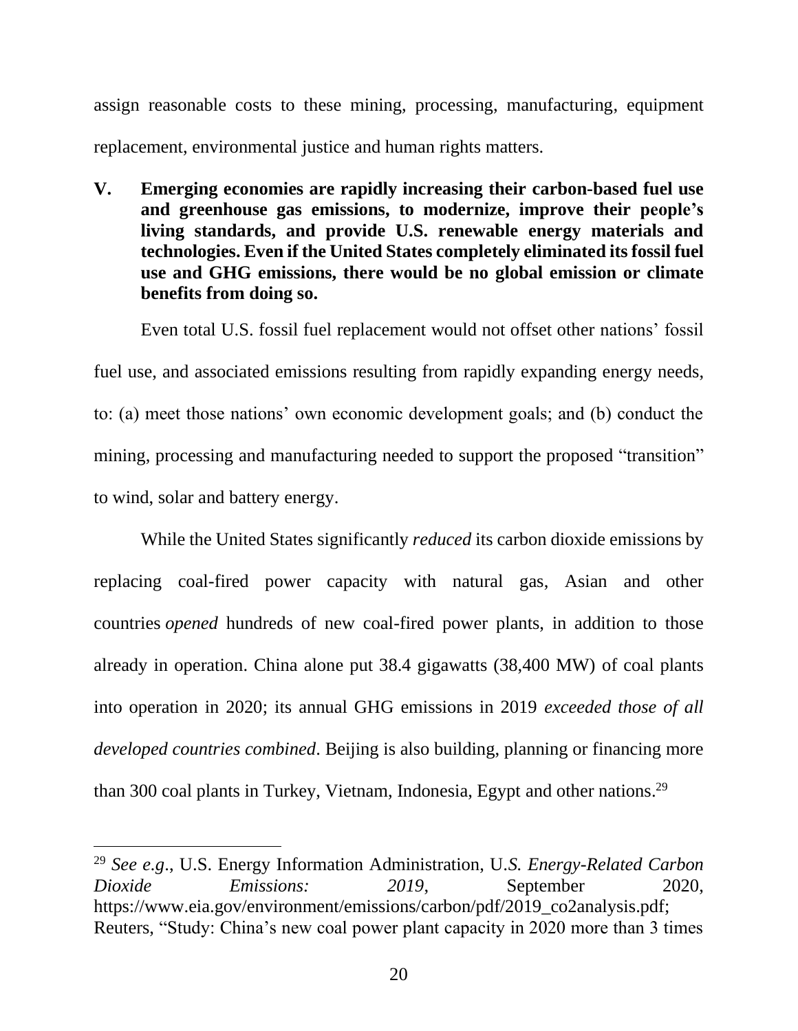assign reasonable costs to these mining, processing, manufacturing, equipment replacement, environmental justice and human rights matters.

## V. Emerging economies are rapidly increasing their carbon-based fuel use and greenhouse gas emissions, to modernize, improve their people's living standards, and provide U.S. renewable energy materials and technologies. Even if the United States completely eliminated its fossil fuel use and GHG emissions, there would be no global emission or climate benefits from doing so.

Even total U.S. fossil fuel replacement would not offset other nations' fossil fuel use, and associated emissions resulting from rapidly expanding energy needs, to: (a) meet those nations' own economic development goals; and (b) conduct the mining, processing and manufacturing needed to support the proposed "transition" to wind, solar and battery energy.

While the United States significantly *reduced* its carbon dioxide emissions by replacing coal-fired power capacity with natural gas, Asian and other countries *opened* hundreds of new coal-fired power plants, in addition to those already in operation. China alone put 38.4 gigawatts (38,400 MW) of coal plants into operation in 2020; its annual GHG emissions in 2019 *exceeded those of all developed countries combined*. Beijing is also building, planning or financing more than 300 coal plants in Turkey, Vietnam, Indonesia, Egypt and other nations.[29]

---

[29] *See e.g.*, U.S. Energy Information Administration, U.*S. Energy-Related Carbon Dioxide Emissions: 2019*, September 2020, https://www.eia.gov/environment/emissions/carbon/pdf/2019_co2analysis.pdf; Reuters, "Study: China's new coal power plant capacity in 2020 more than 3 times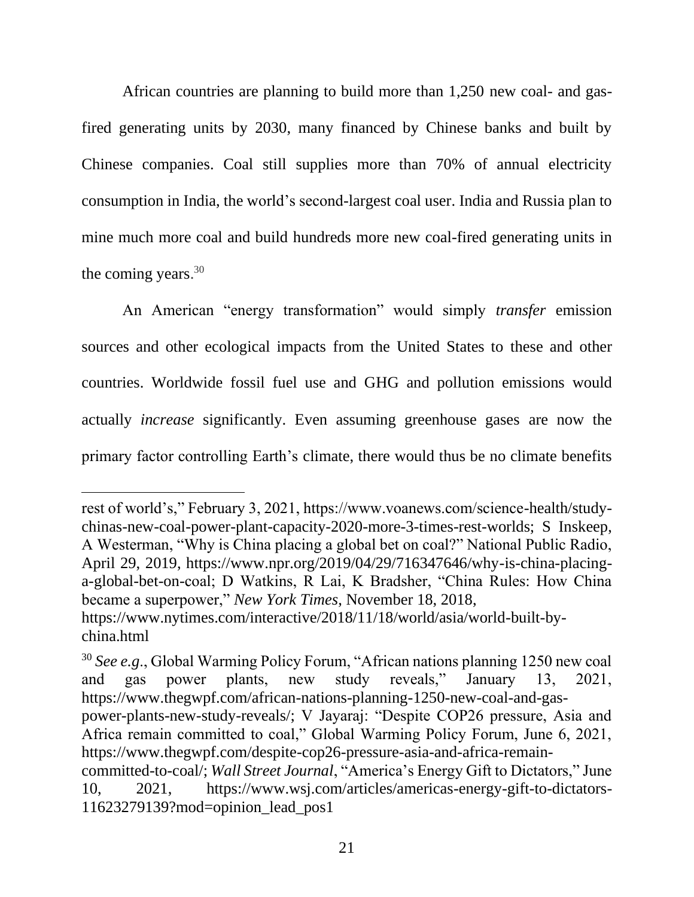African countries are planning to build more than 1,250 new coal- and gas-fired generating units by 2030, many financed by Chinese banks and built by Chinese companies. Coal still supplies more than 70% of annual electricity consumption in India, the world's second-largest coal user. India and Russia plan to mine much more coal and build hundreds more new coal-fired generating units in the coming years.[30]

An American "energy transformation" would simply *transfer* emission sources and other ecological impacts from the United States to these and other countries. Worldwide fossil fuel use and GHG and pollution emissions would actually *increase* significantly. Even assuming greenhouse gases are now the primary factor controlling Earth's climate, there would thus be no climate benefits

---

rest of world's," February 3, 2021, https://www.voanews.com/science-health/study-chinas-new-coal-power-plant-capacity-2020-more-3-times-rest-worlds; S Inskeep, A Westerman, "Why is China placing a global bet on coal?" National Public Radio, April 29, 2019, https://www.npr.org/2019/04/29/716347646/why-is-china-placing-a-global-bet-on-coal; D Watkins, R Lai, K Bradsher, "China Rules: How China became a superpower," *New York Times*, November 18, 2018, https://www.nytimes.com/interactive/2018/11/18/world/asia/world-built-by-china.html

[30] *See e.g.*, Global Warming Policy Forum, "African nations planning 1250 new coal and gas power plants, new study reveals," January 13, 2021, https://www.thegwpf.com/african-nations-planning-1250-new-coal-and-gas-power-plants-new-study-reveals/; V Jayaraj: "Despite COP26 pressure, Asia and Africa remain committed to coal," Global Warming Policy Forum, June 6, 2021, https://www.thegwpf.com/despite-cop26-pressure-asia-and-africa-remain-committed-to-coal/; *Wall Street Journal*, "America's Energy Gift to Dictators," June 10, 2021, https://www.wsj.com/articles/americas-energy-gift-to-dictators-11623279139?mod=opinion_lead_pos1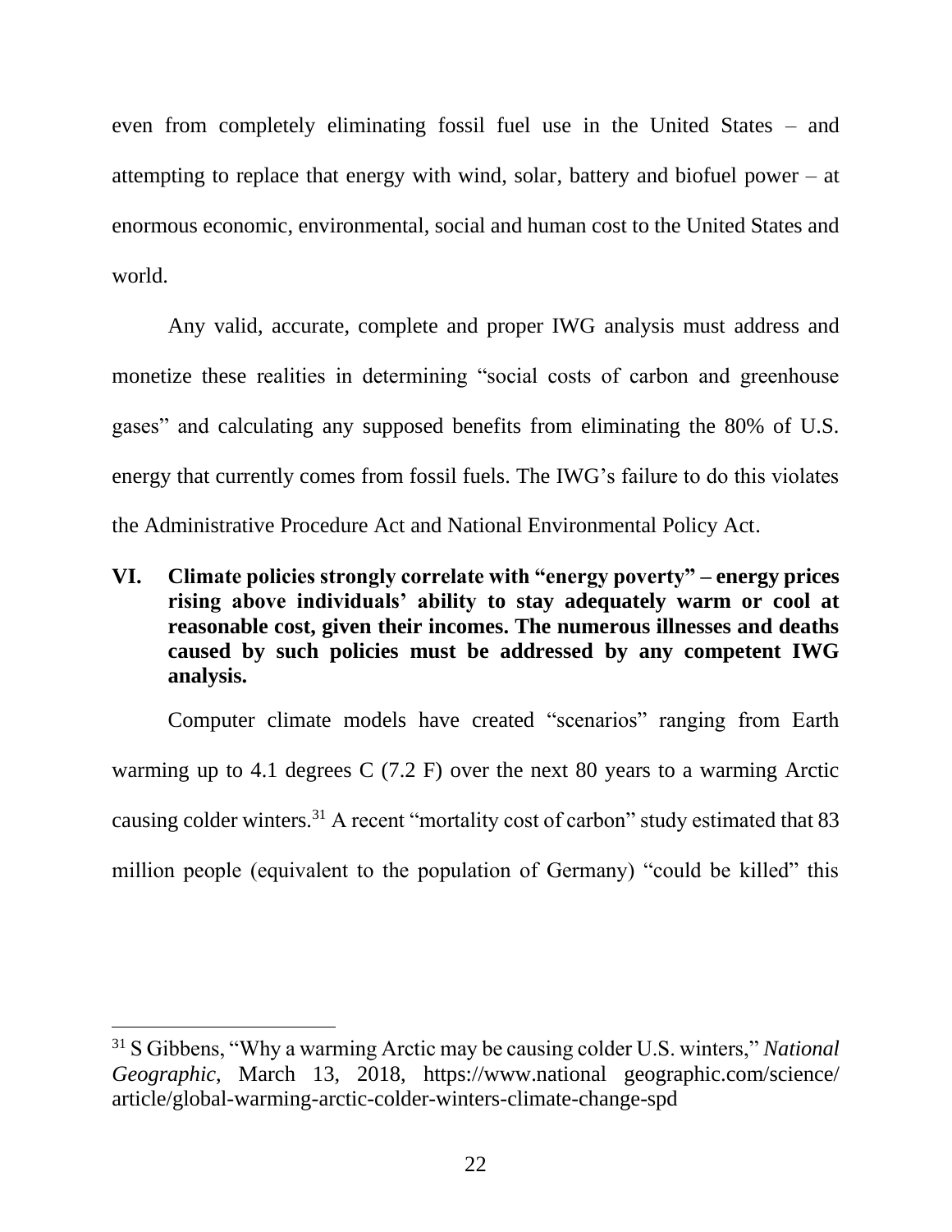even from completely eliminating fossil fuel use in the United States – and attempting to replace that energy with wind, solar, battery and biofuel power – at enormous economic, environmental, social and human cost to the United States and world.

Any valid, accurate, complete and proper IWG analysis must address and monetize these realities in determining "social costs of carbon and greenhouse gases" and calculating any supposed benefits from eliminating the 80% of U.S. energy that currently comes from fossil fuels. The IWG's failure to do this violates the Administrative Procedure Act and National Environmental Policy Act.

## VI. Climate policies strongly correlate with "energy poverty" – energy prices rising above individuals' ability to stay adequately warm or cool at reasonable cost, given their incomes. The numerous illnesses and deaths caused by such policies must be addressed by any competent IWG analysis.

Computer climate models have created "scenarios" ranging from Earth warming up to 4.1 degrees C (7.2 F) over the next 80 years to a warming Arctic causing colder winters.[31] A recent "mortality cost of carbon" study estimated that 83 million people (equivalent to the population of Germany) "could be killed" this

---

[31] S Gibbens, "Why a warming Arctic may be causing colder U.S. winters," *National Geographic*, March 13, 2018, https://www.national geographic.com/science/ article/global-warming-arctic-colder-winters-climate-change-spd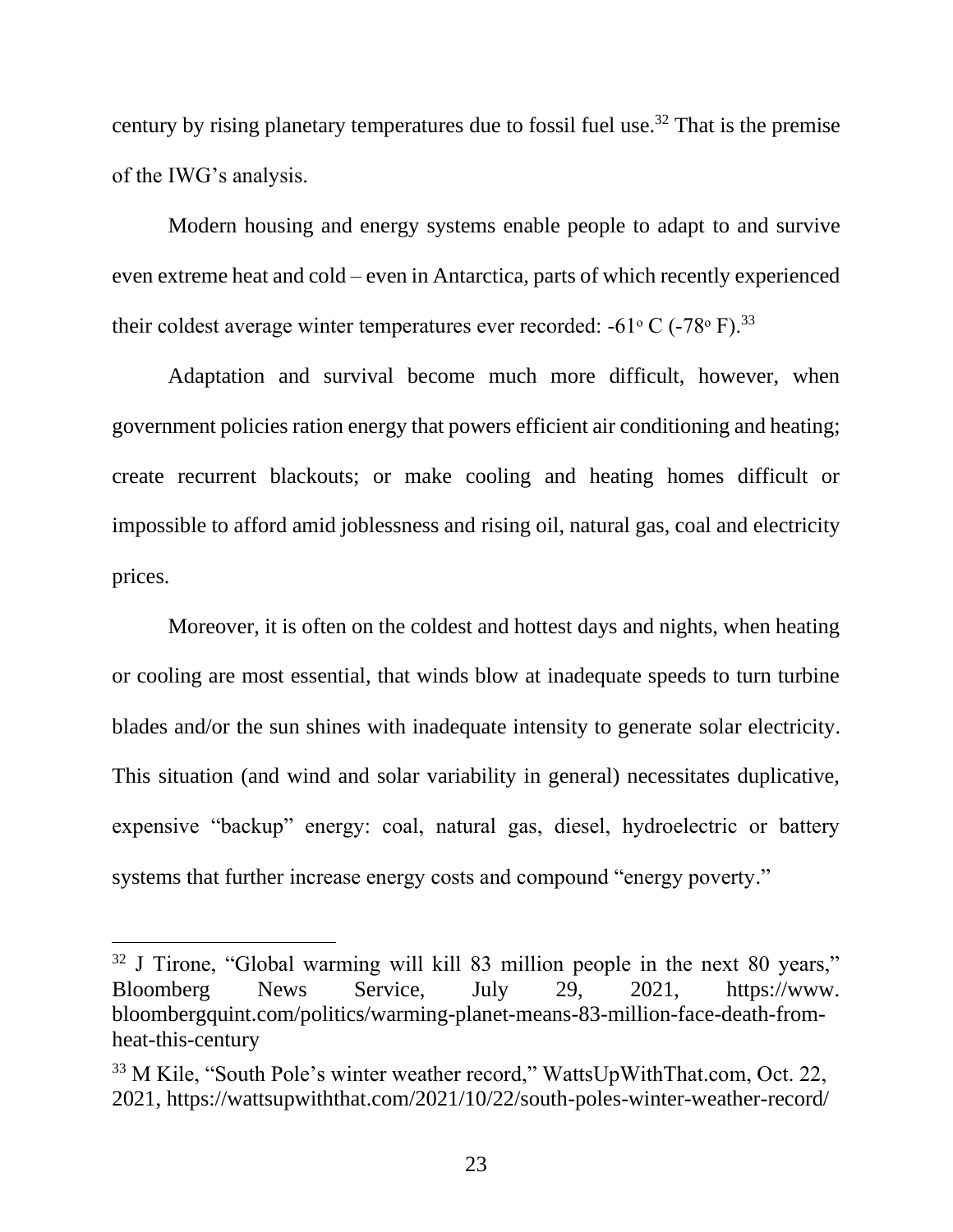century by rising planetary temperatures due to fossil fuel use.[32] That is the premise of the IWG's analysis.

Modern housing and energy systems enable people to adapt to and survive even extreme heat and cold – even in Antarctica, parts of which recently experienced their coldest average winter temperatures ever recorded: -61° C (-78° F).[33]

Adaptation and survival become much more difficult, however, when government policies ration energy that powers efficient air conditioning and heating; create recurrent blackouts; or make cooling and heating homes difficult or impossible to afford amid joblessness and rising oil, natural gas, coal and electricity prices.

Moreover, it is often on the coldest and hottest days and nights, when heating or cooling are most essential, that winds blow at inadequate speeds to turn turbine blades and/or the sun shines with inadequate intensity to generate solar electricity. This situation (and wind and solar variability in general) necessitates duplicative, expensive "backup" energy: coal, natural gas, diesel, hydroelectric or battery systems that further increase energy costs and compound "energy poverty."

---

[32] J Tirone, "Global warming will kill 83 million people in the next 80 years," Bloomberg News Service, July 29, 2021, https://www.bloombergquint.com/politics/warming-planet-means-83-million-face-death-from-heat-this-century

[33] M Kile, "South Pole's winter weather record," WattsUpWithThat.com, Oct. 22, 2021, https://wattsupwiththat.com/2021/10/22/south-poles-winter-weather-record/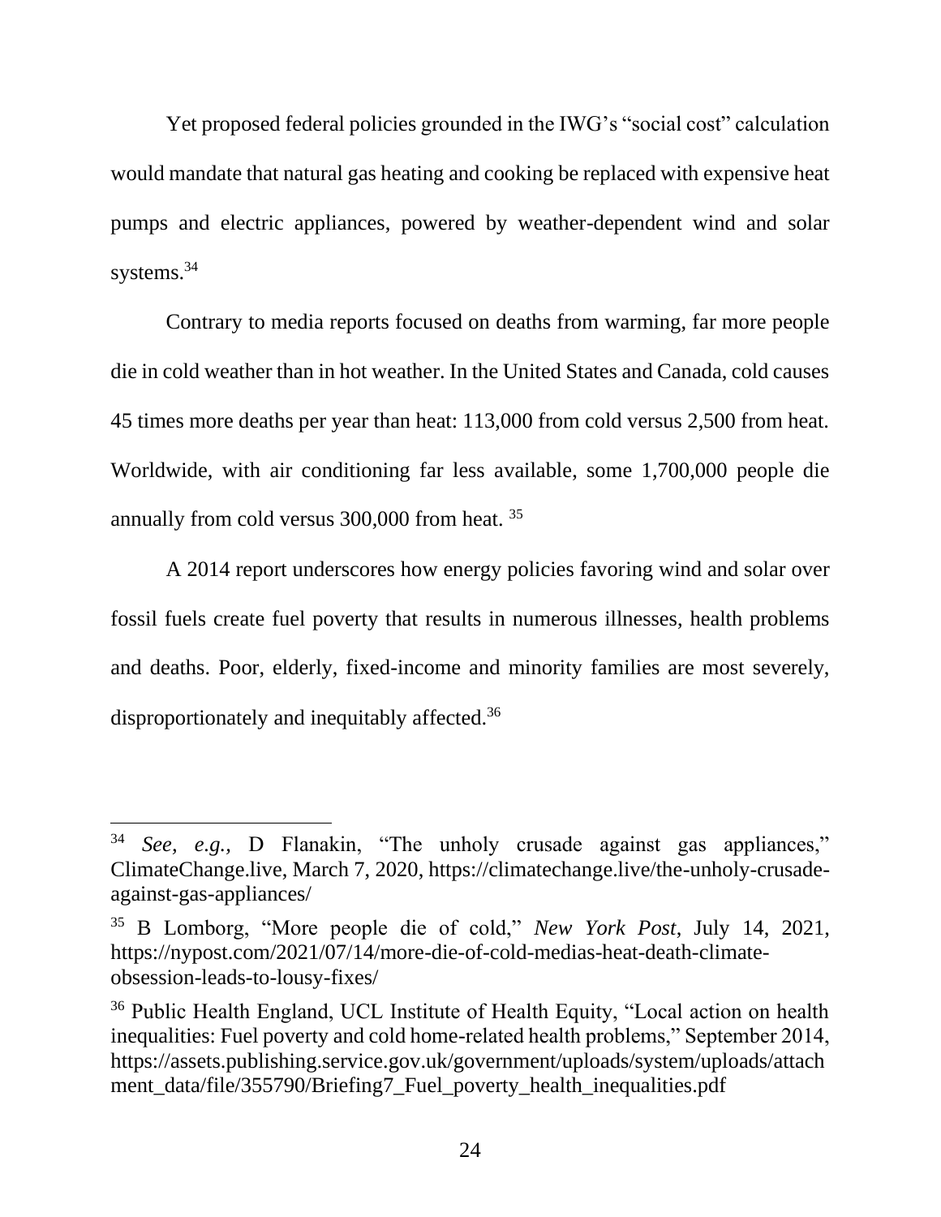Yet proposed federal policies grounded in the IWG's "social cost" calculation would mandate that natural gas heating and cooking be replaced with expensive heat pumps and electric appliances, powered by weather-dependent wind and solar systems.[34]

Contrary to media reports focused on deaths from warming, far more people die in cold weather than in hot weather. In the United States and Canada, cold causes 45 times more deaths per year than heat: 113,000 from cold versus 2,500 from heat. Worldwide, with air conditioning far less available, some 1,700,000 people die annually from cold versus 300,000 from heat. [35]

A 2014 report underscores how energy policies favoring wind and solar over fossil fuels create fuel poverty that results in numerous illnesses, health problems and deaths. Poor, elderly, fixed-income and minority families are most severely, disproportionately and inequitably affected.[36]

---

[34] *See, e.g.,* D Flanakin, "The unholy crusade against gas appliances," ClimateChange.live, March 7, 2020, https://climatechange.live/the-unholy-crusade-against-gas-appliances/

[35] B Lomborg, "More people die of cold," *New York Post*, July 14, 2021, https://nypost.com/2021/07/14/more-die-of-cold-medias-heat-death-climate-obsession-leads-to-lousy-fixes/

[36] Public Health England, UCL Institute of Health Equity, "Local action on health inequalities: Fuel poverty and cold home-related health problems," September 2014, https://assets.publishing.service.gov.uk/government/uploads/system/uploads/attachment_data/file/355790/Briefing7_Fuel_poverty_health_inequalities.pdf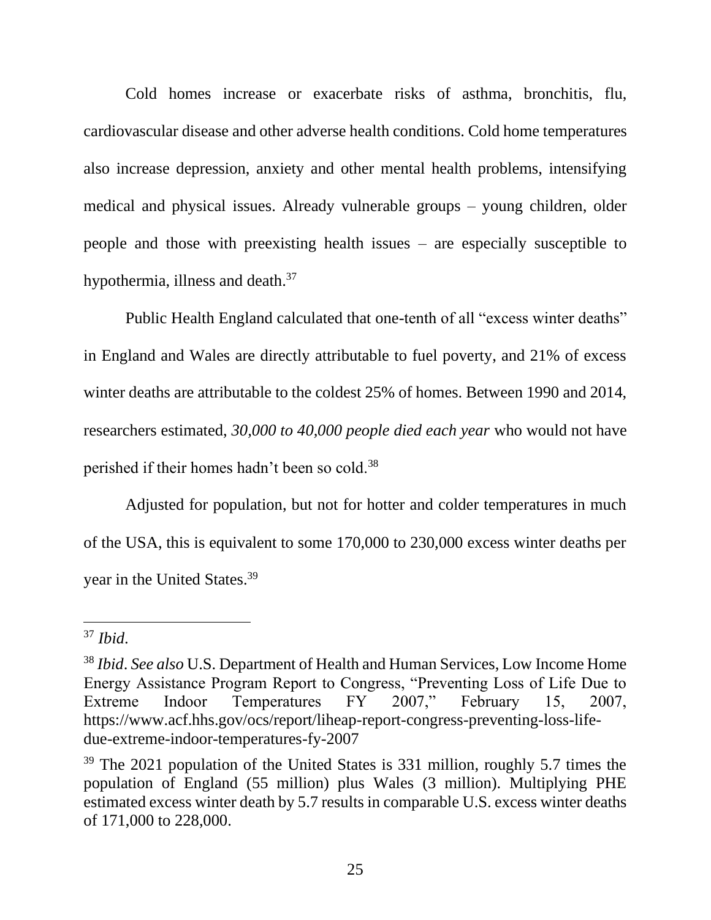Cold homes increase or exacerbate risks of asthma, bronchitis, flu, cardiovascular disease and other adverse health conditions. Cold home temperatures also increase depression, anxiety and other mental health problems, intensifying medical and physical issues. Already vulnerable groups – young children, older people and those with preexisting health issues – are especially susceptible to hypothermia, illness and death.[37]

Public Health England calculated that one-tenth of all "excess winter deaths" in England and Wales are directly attributable to fuel poverty, and 21% of excess winter deaths are attributable to the coldest 25% of homes. Between 1990 and 2014, researchers estimated, *30,000 to 40,000 people died each year* who would not have perished if their homes hadn't been so cold.[38]

Adjusted for population, but not for hotter and colder temperatures in much of the USA, this is equivalent to some 170,000 to 230,000 excess winter deaths per year in the United States.[39]

---

[37] *Ibid*.

[38] *Ibid*. *See also* U.S. Department of Health and Human Services, Low Income Home Energy Assistance Program Report to Congress, "Preventing Loss of Life Due to Extreme Indoor Temperatures FY 2007," February 15, 2007, https://www.acf.hhs.gov/ocs/report/liheap-report-congress-preventing-loss-life-due-extreme-indoor-temperatures-fy-2007

[39] The 2021 population of the United States is 331 million, roughly 5.7 times the population of England (55 million) plus Wales (3 million). Multiplying PHE estimated excess winter death by 5.7 results in comparable U.S. excess winter deaths of 171,000 to 228,000.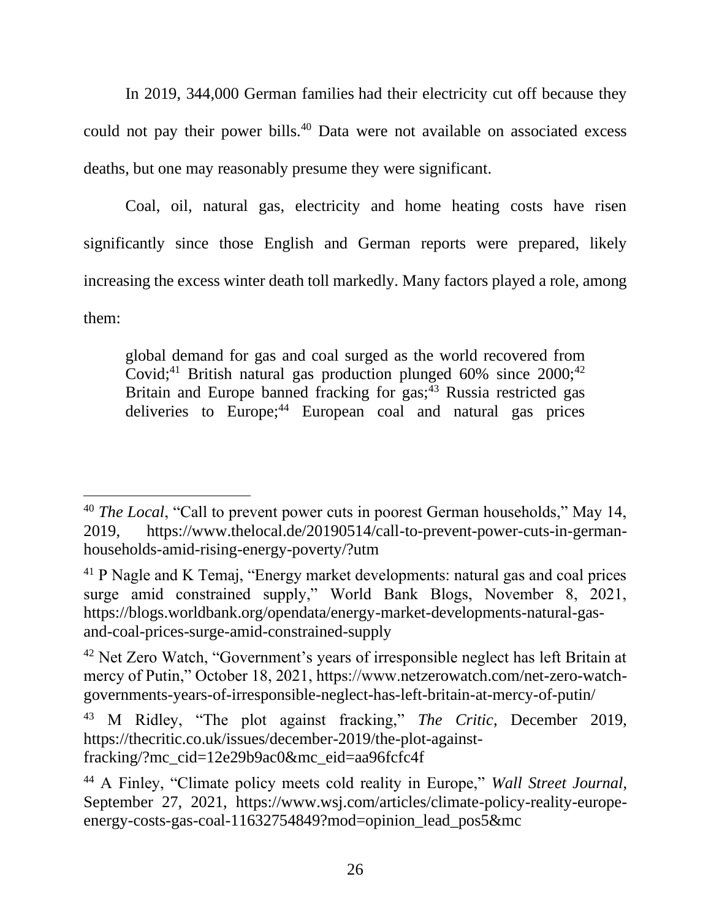In 2019, 344,000 German families had their electricity cut off because they could not pay their power bills.[40] Data were not available on associated excess deaths, but one may reasonably presume they were significant.

Coal, oil, natural gas, electricity and home heating costs have risen significantly since those English and German reports were prepared, likely increasing the excess winter death toll markedly. Many factors played a role, among them:

> global demand for gas and coal surged as the world recovered from Covid;[41] British natural gas production plunged 60% since 2000;[42] Britain and Europe banned fracking for gas;[43] Russia restricted gas deliveries to Europe;[44] European coal and natural gas prices

---

[40] *The Local*, "Call to prevent power cuts in poorest German households," May 14, 2019, https://www.thelocal.de/20190514/call-to-prevent-power-cuts-in-german-households-amid-rising-energy-poverty/?utm

[41] P Nagle and K Temaj, "Energy market developments: natural gas and coal prices surge amid constrained supply," World Bank Blogs, November 8, 2021, https://blogs.worldbank.org/opendata/energy-market-developments-natural-gas-and-coal-prices-surge-amid-constrained-supply

[42] Net Zero Watch, "Government's years of irresponsible neglect has left Britain at mercy of Putin," October 18, 2021, https://www.netzerowatch.com/net-zero-watch-governments-years-of-irresponsible-neglect-has-left-britain-at-mercy-of-putin/

[43] M Ridley, "The plot against fracking," *The Critic*, December 2019, https://thecritic.co.uk/issues/december-2019/the-plot-against-fracking/?mc_cid=12e29b9ac0&mc_eid=aa96fcfc4f

[44] A Finley, "Climate policy meets cold reality in Europe," *Wall Street Journal*, September 27, 2021, https://www.wsj.com/articles/climate-policy-reality-europe-energy-costs-gas-coal-11632754849?mod=opinion_lead_pos5&mc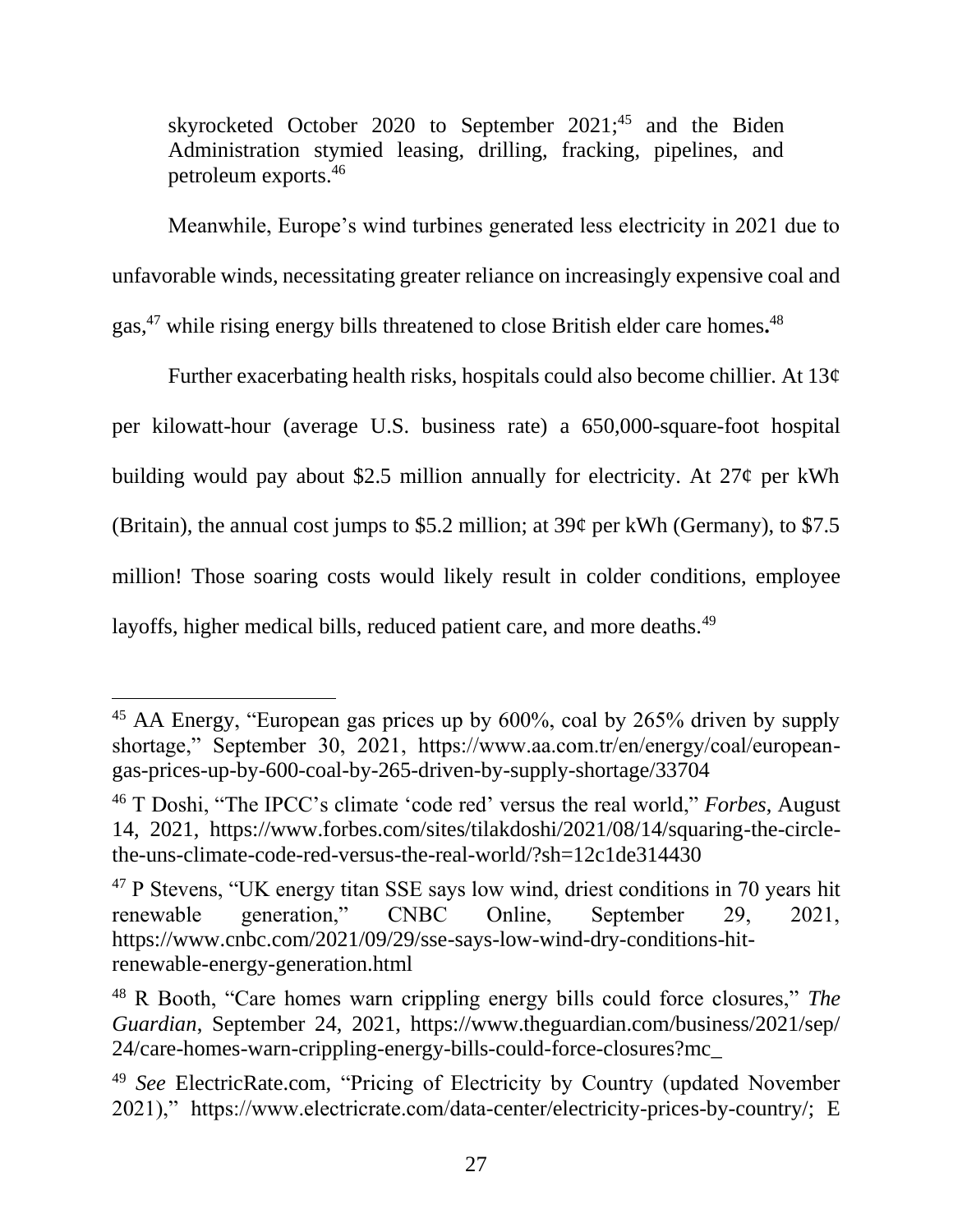skyrocketed October 2020 to September 2021;[45] and the Biden Administration stymied leasing, drilling, fracking, pipelines, and petroleum exports.[46]

Meanwhile, Europe's wind turbines generated less electricity in 2021 due to unfavorable winds, necessitating greater reliance on increasingly expensive coal and gas,[47] while rising energy bills threatened to close British elder care homes**.**[48]

Further exacerbating health risks, hospitals could also become chillier. At 13¢ per kilowatt-hour (average U.S. business rate) a 650,000-square-foot hospital building would pay about $2.5 million annually for electricity. At 27¢ per kWh (Britain), the annual cost jumps to $5.2 million; at 39¢ per kWh (Germany), to $7.5 million! Those soaring costs would likely result in colder conditions, employee layoffs, higher medical bills, reduced patient care, and more deaths.[49]

---

[45] AA Energy, "European gas prices up by 600%, coal by 265% driven by supply shortage," September 30, 2021, https://www.aa.com.tr/en/energy/coal/european-gas-prices-up-by-600-coal-by-265-driven-by-supply-shortage/33704

[46] T Doshi, "The IPCC's climate 'code red' versus the real world," *Forbes*, August 14, 2021, https://www.forbes.com/sites/tilakdoshi/2021/08/14/squaring-the-circle-the-uns-climate-code-red-versus-the-real-world/?sh=12c1de314430

[47] P Stevens, "UK energy titan SSE says low wind, driest conditions in 70 years hit renewable generation," CNBC Online, September 29, 2021, https://www.cnbc.com/2021/09/29/sse-says-low-wind-dry-conditions-hit-renewable-energy-generation.html

[48] R Booth, "Care homes warn crippling energy bills could force closures," *The Guardian*, September 24, 2021, https://www.theguardian.com/business/2021/sep/24/care-homes-warn-crippling-energy-bills-could-force-closures?mc_

[49] *See* ElectricRate.com, "Pricing of Electricity by Country (updated November 2021)," https://www.electricrate.com/data-center/electricity-prices-by-country/; E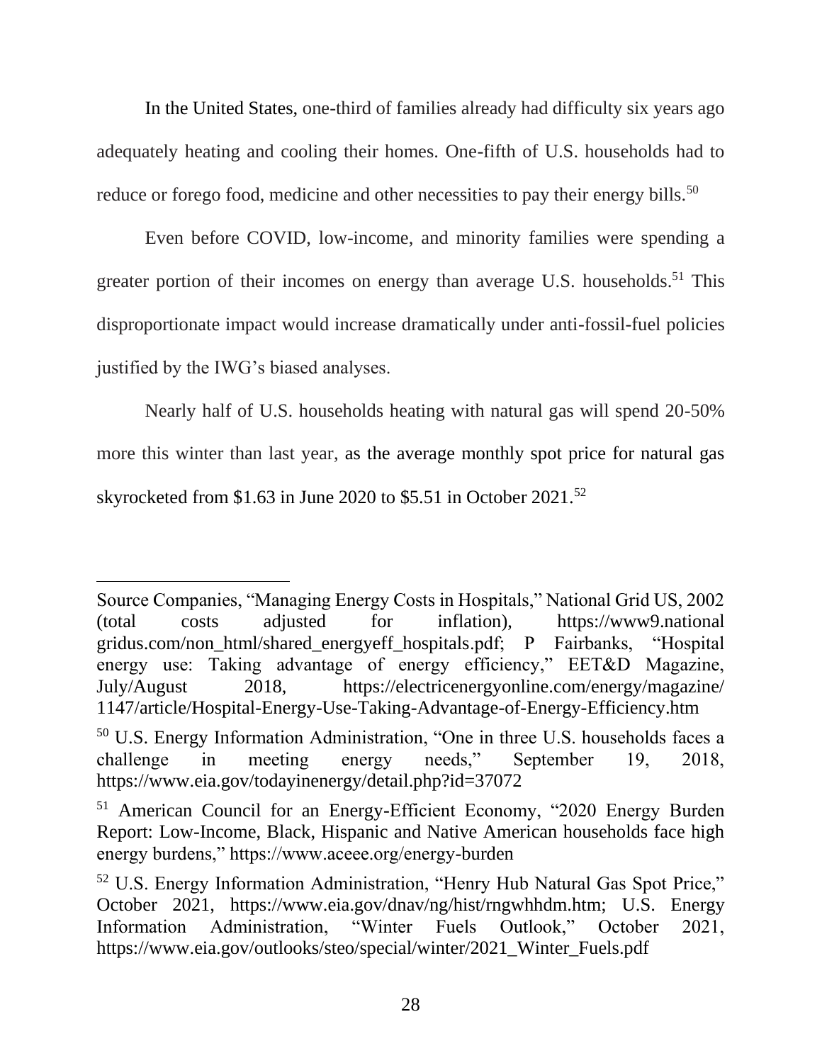In the United States, one-third of families already had difficulty six years ago adequately heating and cooling their homes. One-fifth of U.S. households had to reduce or forego food, medicine and other necessities to pay their energy bills.[50]

Even before COVID, low-income, and minority families were spending a greater portion of their incomes on energy than average U.S. households.[51] This disproportionate impact would increase dramatically under anti-fossil-fuel policies justified by the IWG's biased analyses.

Nearly half of U.S. households heating with natural gas will spend 20-50% more this winter than last year, as the average monthly spot price for natural gas skyrocketed from $1.63 in June 2020 to $5.51 in October 2021.[52]

---

Source Companies, "Managing Energy Costs in Hospitals," National Grid US, 2002 (total costs adjusted for inflation), https://www9.nationalgridus.com/non_html/shared_energyeff_hospitals.pdf; P Fairbanks, "Hospital energy use: Taking advantage of energy efficiency," EET&D Magazine, July/August 2018, https://electricenergyonline.com/energy/magazine/1147/article/Hospital-Energy-Use-Taking-Advantage-of-Energy-Efficiency.htm

[50] U.S. Energy Information Administration, "One in three U.S. households faces a challenge in meeting energy needs," September 19, 2018, https://www.eia.gov/todayinenergy/detail.php?id=37072

[51] American Council for an Energy-Efficient Economy, "2020 Energy Burden Report: Low-Income, Black, Hispanic and Native American households face high energy burdens," https://www.aceee.org/energy-burden

[52] U.S. Energy Information Administration, "Henry Hub Natural Gas Spot Price," October 2021, https://www.eia.gov/dnav/ng/hist/rngwhhdm.htm; U.S. Energy Information Administration, "Winter Fuels Outlook," October 2021, https://www.eia.gov/outlooks/steo/special/winter/2021_Winter_Fuels.pdf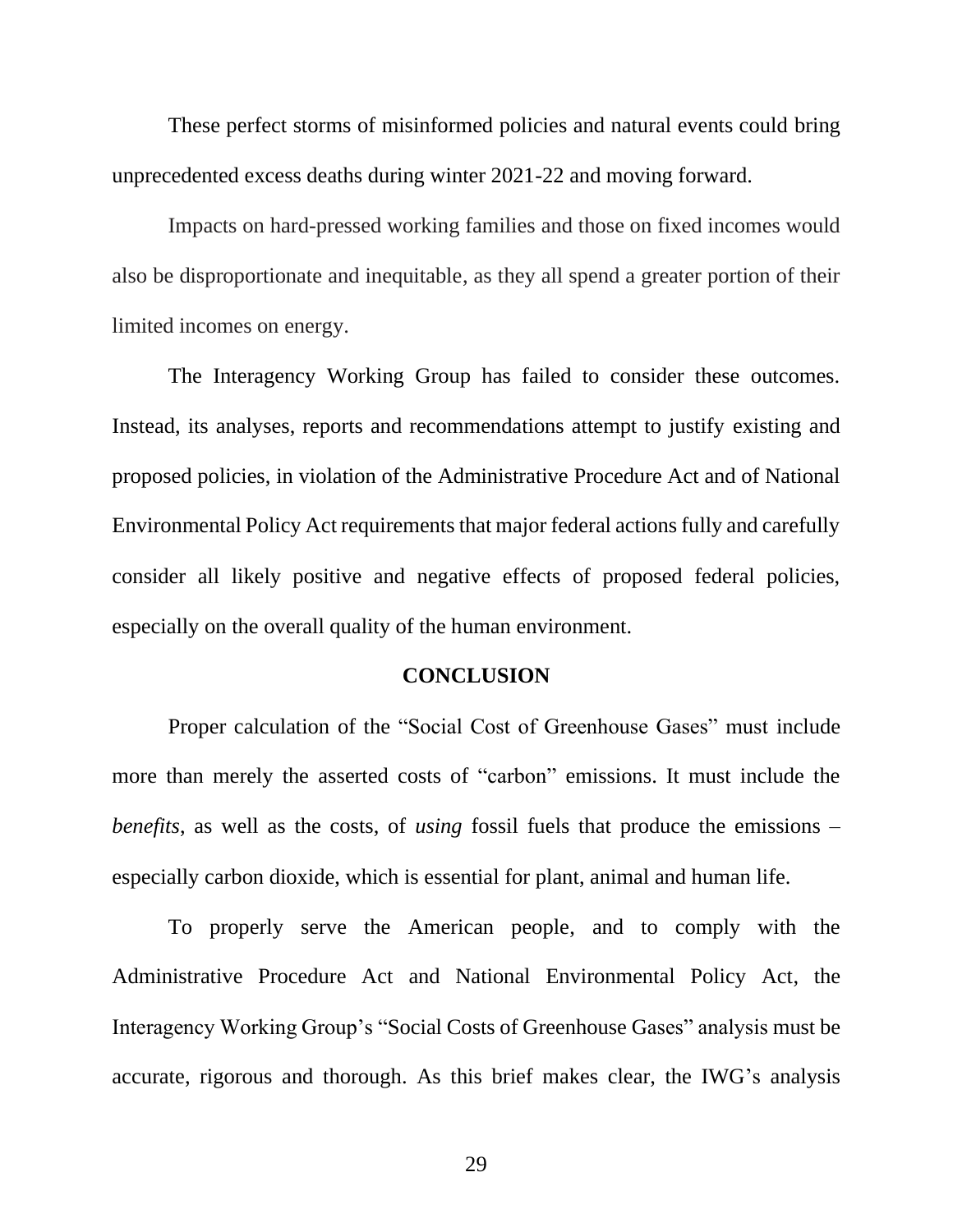These perfect storms of misinformed policies and natural events could bring unprecedented excess deaths during winter 2021-22 and moving forward.

Impacts on hard-pressed working families and those on fixed incomes would also be disproportionate and inequitable, as they all spend a greater portion of their limited incomes on energy.

The Interagency Working Group has failed to consider these outcomes. Instead, its analyses, reports and recommendations attempt to justify existing and proposed policies, in violation of the Administrative Procedure Act and of National Environmental Policy Act requirements that major federal actions fully and carefully consider all likely positive and negative effects of proposed federal policies, especially on the overall quality of the human environment.

## CONCLUSION

Proper calculation of the "Social Cost of Greenhouse Gases" must include more than merely the asserted costs of "carbon" emissions. It must include the *benefits*, as well as the costs, of *using* fossil fuels that produce the emissions – especially carbon dioxide, which is essential for plant, animal and human life.

To properly serve the American people, and to comply with the Administrative Procedure Act and National Environmental Policy Act, the Interagency Working Group's "Social Costs of Greenhouse Gases" analysis must be accurate, rigorous and thorough. As this brief makes clear, the IWG's analysis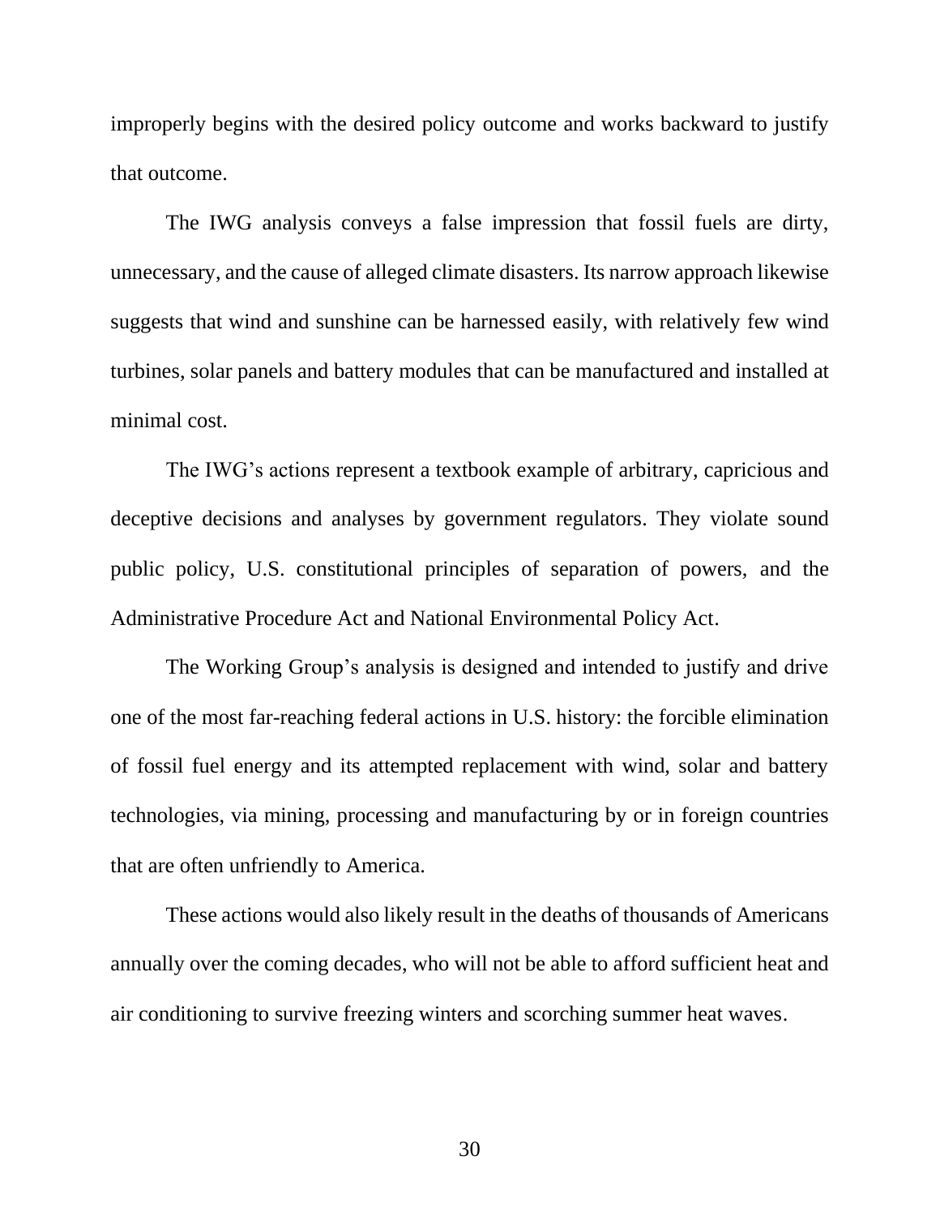improperly begins with the desired policy outcome and works backward to justify that outcome.

The IWG analysis conveys a false impression that fossil fuels are dirty, unnecessary, and the cause of alleged climate disasters. Its narrow approach likewise suggests that wind and sunshine can be harnessed easily, with relatively few wind turbines, solar panels and battery modules that can be manufactured and installed at minimal cost.

The IWG's actions represent a textbook example of arbitrary, capricious and deceptive decisions and analyses by government regulators. They violate sound public policy, U.S. constitutional principles of separation of powers, and the Administrative Procedure Act and National Environmental Policy Act.

The Working Group's analysis is designed and intended to justify and drive one of the most far-reaching federal actions in U.S. history: the forcible elimination of fossil fuel energy and its attempted replacement with wind, solar and battery technologies, via mining, processing and manufacturing by or in foreign countries that are often unfriendly to America.

These actions would also likely result in the deaths of thousands of Americans annually over the coming decades, who will not be able to afford sufficient heat and air conditioning to survive freezing winters and scorching summer heat waves.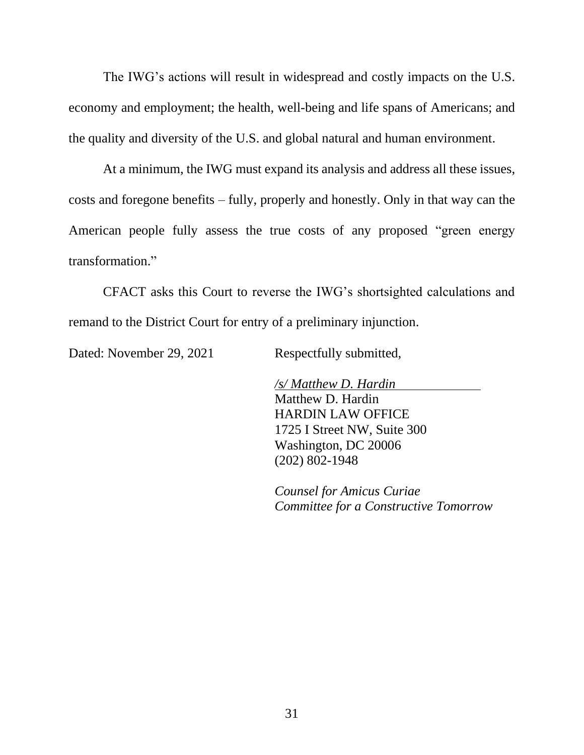The IWG's actions will result in widespread and costly impacts on the U.S. economy and employment; the health, well-being and life spans of Americans; and the quality and diversity of the U.S. and global natural and human environment.

At a minimum, the IWG must expand its analysis and address all these issues, costs and foregone benefits – fully, properly and honestly. Only in that way can the American people fully assess the true costs of any proposed "green energy transformation."

CFACT asks this Court to reverse the IWG's shortsighted calculations and remand to the District Court for entry of a preliminary injunction.

Dated: November 29, 2021

Respectfully submitted,

*/s/ Matthew D. Hardin*
Matthew D. Hardin
HARDIN LAW OFFICE
1725 I Street NW, Suite 300
Washington, DC 20006
(202) 802-1948

*Counsel for Amicus Curiae*
*Committee for a Constructive Tomorrow*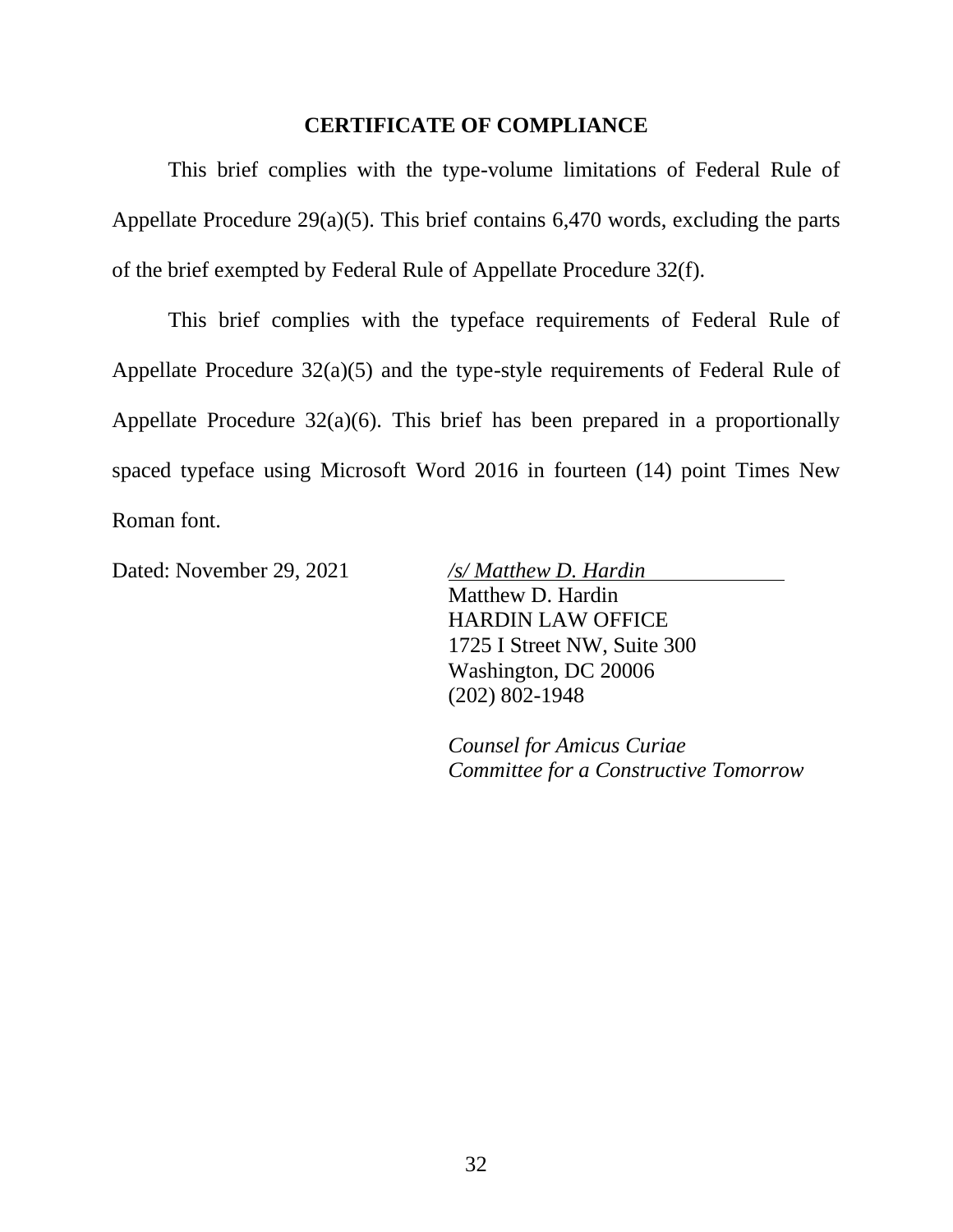## CERTIFICATE OF COMPLIANCE

This brief complies with the type-volume limitations of Federal Rule of Appellate Procedure 29(a)(5). This brief contains 6,470 words, excluding the parts of the brief exempted by Federal Rule of Appellate Procedure 32(f).

This brief complies with the typeface requirements of Federal Rule of Appellate Procedure 32(a)(5) and the type-style requirements of Federal Rule of Appellate Procedure 32(a)(6). This brief has been prepared in a proportionally spaced typeface using Microsoft Word 2016 in fourteen (14) point Times New Roman font.

Dated: November 29, 2021

*/s/ Matthew D. Hardin*
Matthew D. Hardin
HARDIN LAW OFFICE
1725 I Street NW, Suite 300
Washington, DC 20006
(202) 802-1948

*Counsel for Amicus Curiae*
*Committee for a Constructive Tomorrow*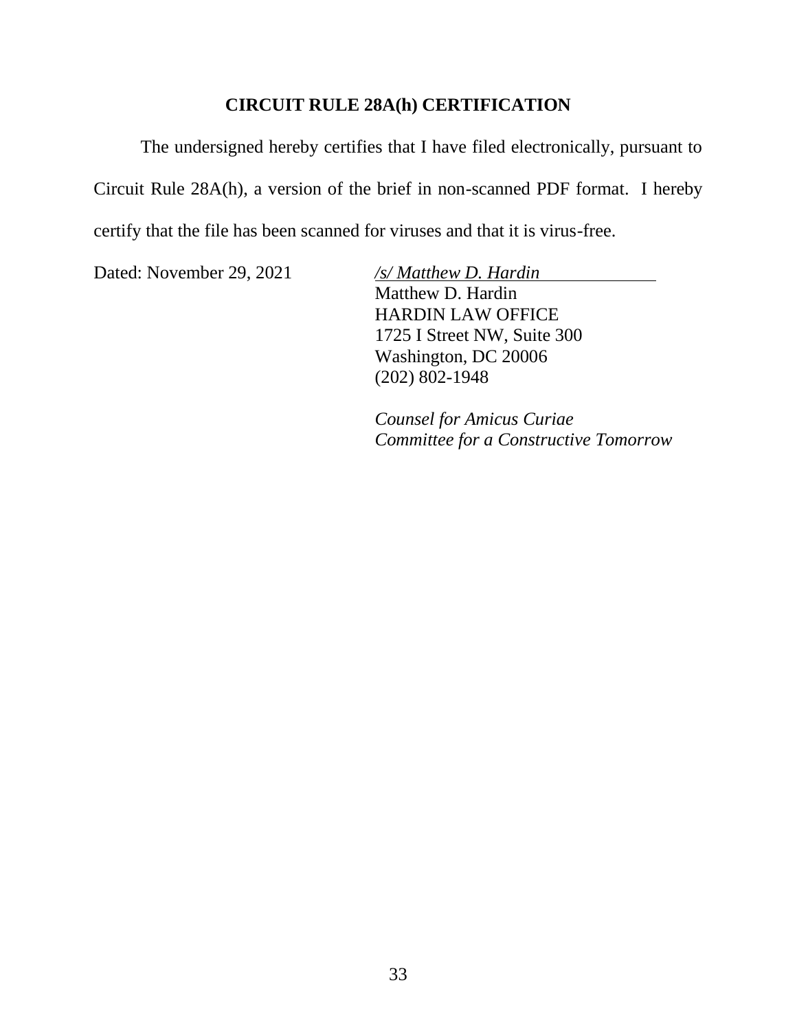## CIRCUIT RULE 28A(h) CERTIFICATION

The undersigned hereby certifies that I have filed electronically, pursuant to Circuit Rule 28A(h), a version of the brief in non-scanned PDF format. I hereby certify that the file has been scanned for viruses and that it is virus-free.

Dated: November 29, 2021

*/s/ Matthew D. Hardin*
Matthew D. Hardin
HARDIN LAW OFFICE
1725 I Street NW, Suite 300
Washington, DC 20006
(202) 802-1948

*Counsel for Amicus Curiae*
*Committee for a Constructive Tomorrow*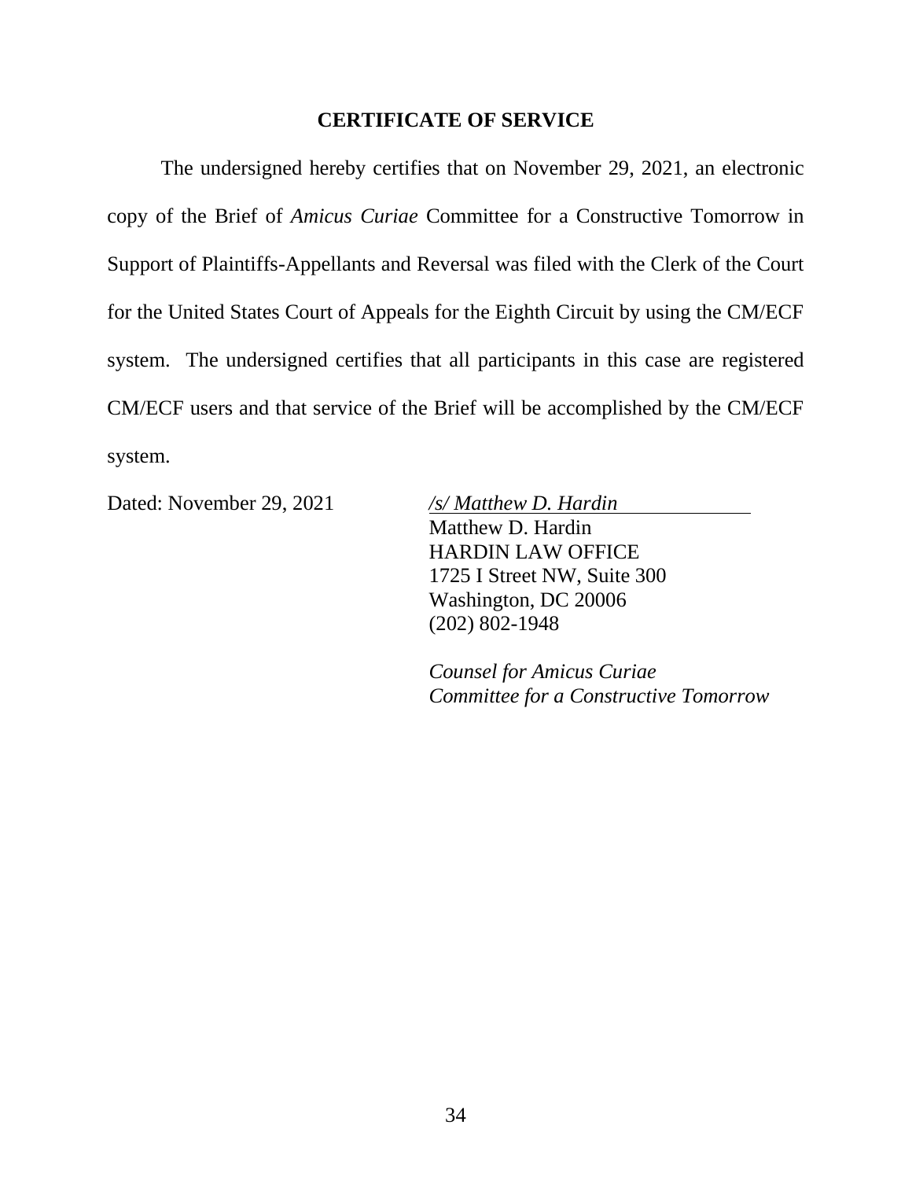## CERTIFICATE OF SERVICE

The undersigned hereby certifies that on November 29, 2021, an electronic copy of the Brief of *Amicus Curiae* Committee for a Constructive Tomorrow in Support of Plaintiffs-Appellants and Reversal was filed with the Clerk of the Court for the United States Court of Appeals for the Eighth Circuit by using the CM/ECF system. The undersigned certifies that all participants in this case are registered CM/ECF users and that service of the Brief will be accomplished by the CM/ECF system.

Dated: November 29, 2021

*/s/ Matthew D. Hardin*
Matthew D. Hardin
HARDIN LAW OFFICE
1725 I Street NW, Suite 300
Washington, DC 20006
(202) 802-1948

*Counsel for Amicus Curiae*
*Committee for a Constructive Tomorrow*